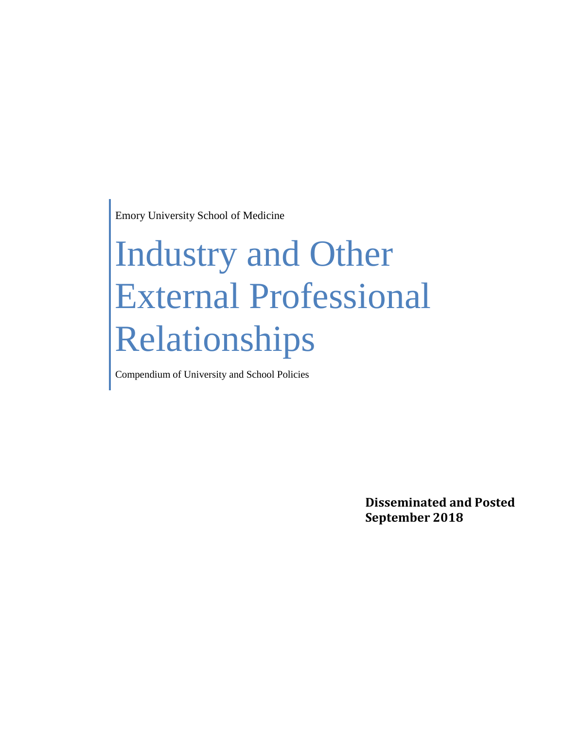Emory University School of Medicine

# Industry and Other External Professional Relationships

Compendium of University and School Policies

**Disseminated and Posted**
**September 2018**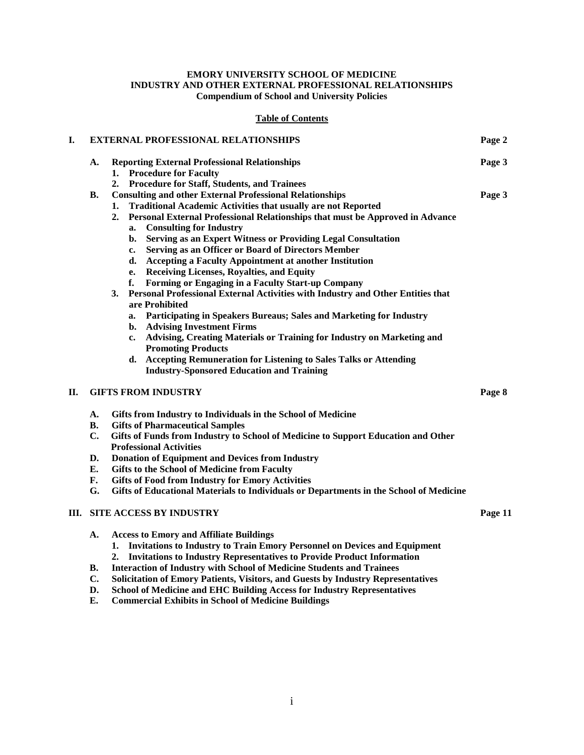**EMORY UNIVERSITY SCHOOL OF MEDICINE**
**INDUSTRY AND OTHER EXTERNAL PROFESSIONAL RELATIONSHIPS**
**Compendium of School and University Policies**

**Table of Contents**

**I. EXTERNAL PROFESSIONAL RELATIONSHIPS** — **Page 2**

- **A. Reporting External Professional Relationships** — **Page 3**
  1. **Procedure for Faculty**
  2. **Procedure for Staff, Students, and Trainees**
- **B. Consulting and other External Professional Relationships** — **Page 3**
  1. **Traditional Academic Activities that usually are not Reported**
  2. **Personal External Professional Relationships that must be Approved in Advance**
     - a. **Consulting for Industry**
     - b. **Serving as an Expert Witness or Providing Legal Consultation**
     - c. **Serving as an Officer or Board of Directors Member**
     - d. **Accepting a Faculty Appointment at another Institution**
     - e. **Receiving Licenses, Royalties, and Equity**
     - f. **Forming or Engaging in a Faculty Start-up Company**
  3. **Personal Professional External Activities with Industry and Other Entities that are Prohibited**
     - a. **Participating in Speakers Bureaus; Sales and Marketing for Industry**
     - b. **Advising Investment Firms**
     - c. **Advising, Creating Materials or Training for Industry on Marketing and Promoting Products**
     - d. **Accepting Remuneration for Listening to Sales Talks or Attending Industry-Sponsored Education and Training**

**II. GIFTS FROM INDUSTRY** — **Page 8**

- **A. Gifts from Industry to Individuals in the School of Medicine**
- **B. Gifts of Pharmaceutical Samples**
- **C. Gifts of Funds from Industry to School of Medicine to Support Education and Other Professional Activities**
- **D. Donation of Equipment and Devices from Industry**
- **E. Gifts to the School of Medicine from Faculty**
- **F. Gifts of Food from Industry for Emory Activities**
- **G. Gifts of Educational Materials to Individuals or Departments in the School of Medicine**

**III. SITE ACCESS BY INDUSTRY** — **Page 11**

- **A. Access to Emory and Affiliate Buildings**
  1. **Invitations to Industry to Train Emory Personnel on Devices and Equipment**
  2. **Invitations to Industry Representatives to Provide Product Information**
- **B. Interaction of Industry with School of Medicine Students and Trainees**
- **C. Solicitation of Emory Patients, Visitors, and Guests by Industry Representatives**
- **D. School of Medicine and EHC Building Access for Industry Representatives**
- **E. Commercial Exhibits in School of Medicine Buildings**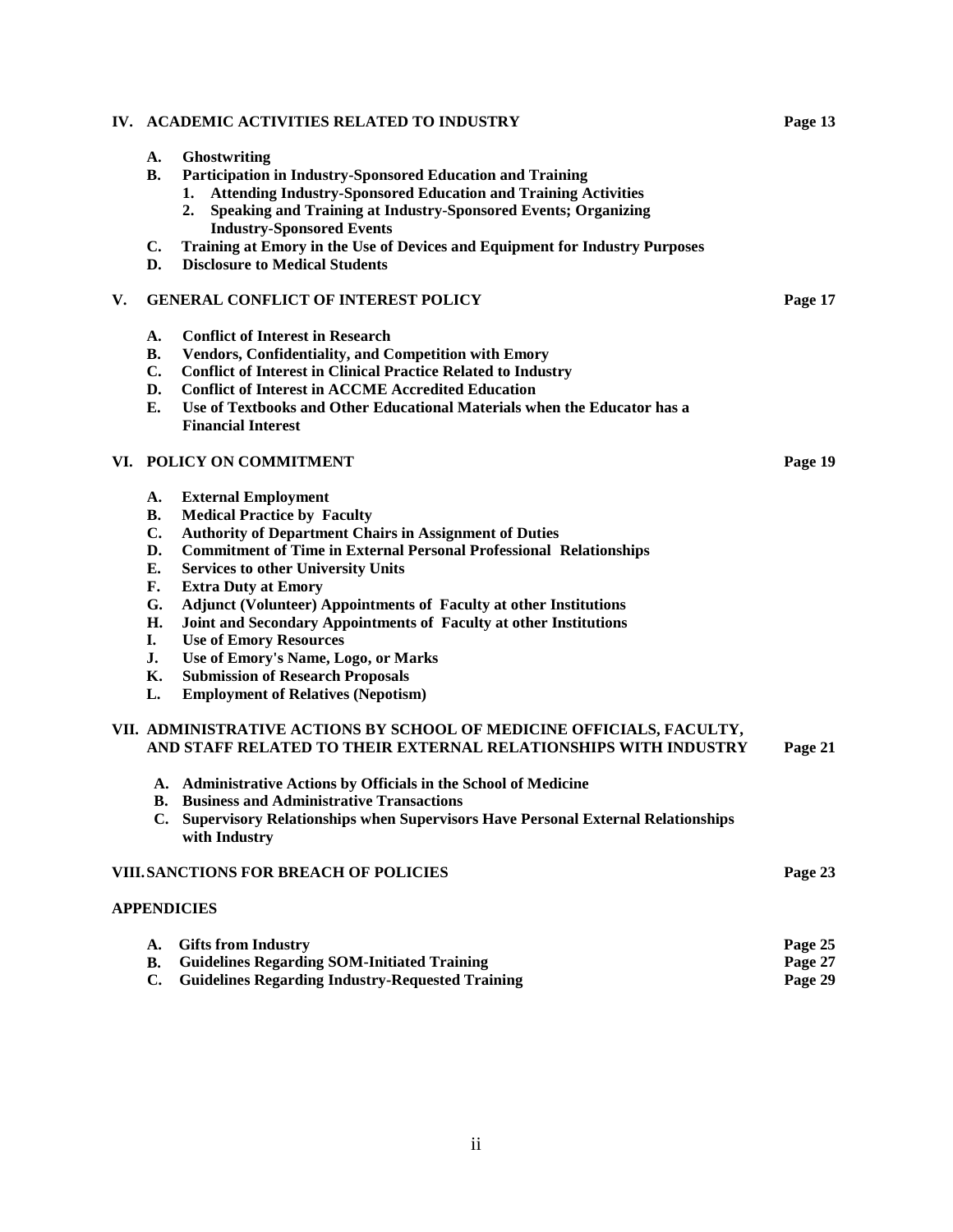**IV. ACADEMIC ACTIVITIES RELATED TO INDUSTRY** **Page 13**

- **A. Ghostwriting**
- **B. Participation in Industry-Sponsored Education and Training**
  1. **Attending Industry-Sponsored Education and Training Activities**
  2. **Speaking and Training at Industry-Sponsored Events; Organizing Industry-Sponsored Events**
- **C. Training at Emory in the Use of Devices and Equipment for Industry Purposes**
- **D. Disclosure to Medical Students**

**V. GENERAL CONFLICT OF INTEREST POLICY** **Page 17**

- **A. Conflict of Interest in Research**
- **B. Vendors, Confidentiality, and Competition with Emory**
- **C. Conflict of Interest in Clinical Practice Related to Industry**
- **D. Conflict of Interest in ACCME Accredited Education**
- **E. Use of Textbooks and Other Educational Materials when the Educator has a Financial Interest**

**VI. POLICY ON COMMITMENT** **Page 19**

- **A. External Employment**
- **B. Medical Practice by Faculty**
- **C. Authority of Department Chairs in Assignment of Duties**
- **D. Commitment of Time in External Personal Professional Relationships**
- **E. Services to other University Units**
- **F. Extra Duty at Emory**
- **G. Adjunct (Volunteer) Appointments of Faculty at other Institutions**
- **H. Joint and Secondary Appointments of Faculty at other Institutions**
- **I. Use of Emory Resources**
- **J. Use of Emory's Name, Logo, or Marks**
- **K. Submission of Research Proposals**
- **L. Employment of Relatives (Nepotism)**

**VII. ADMINISTRATIVE ACTIONS BY SCHOOL OF MEDICINE OFFICIALS, FACULTY, AND STAFF RELATED TO THEIR EXTERNAL RELATIONSHIPS WITH INDUSTRY** **Page 21**

- **A. Administrative Actions by Officials in the School of Medicine**
- **B. Business and Administrative Transactions**
- **C. Supervisory Relationships when Supervisors Have Personal External Relationships with Industry**

**VIII. SANCTIONS FOR BREACH OF POLICIES** **Page 23**

**APPENDICES**

- **A. Gifts from Industry** **Page 25**
- **B. Guidelines Regarding SOM-Initiated Training** **Page 27**
- **C. Guidelines Regarding Industry-Requested Training** **Page 29**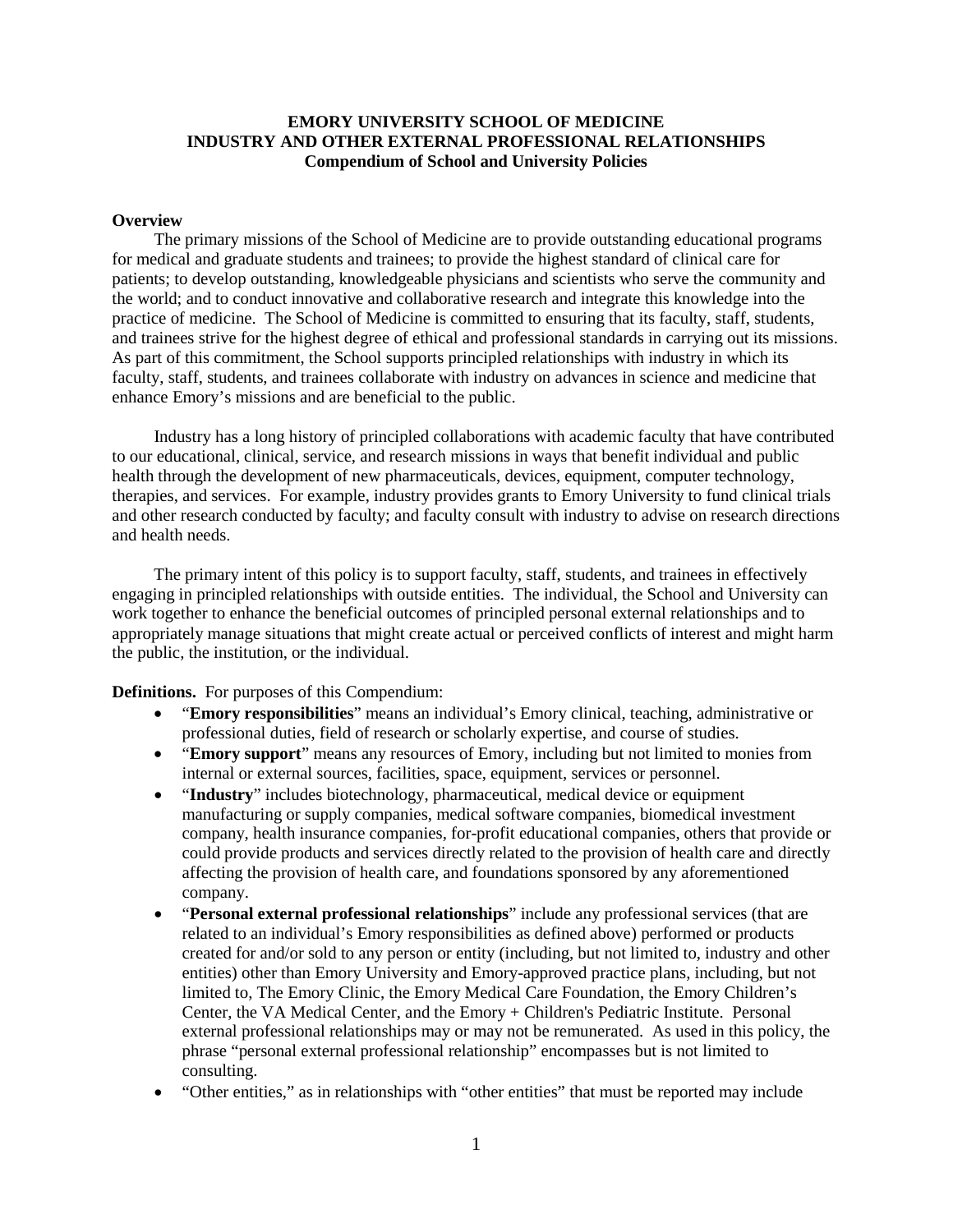**EMORY UNIVERSITY SCHOOL OF MEDICINE**
**INDUSTRY AND OTHER EXTERNAL PROFESSIONAL RELATIONSHIPS**
**Compendium of School and University Policies**

**Overview**

The primary missions of the School of Medicine are to provide outstanding educational programs for medical and graduate students and trainees; to provide the highest standard of clinical care for patients; to develop outstanding, knowledgeable physicians and scientists who serve the community and the world; and to conduct innovative and collaborative research and integrate this knowledge into the practice of medicine. The School of Medicine is committed to ensuring that its faculty, staff, students, and trainees strive for the highest degree of ethical and professional standards in carrying out its missions. As part of this commitment, the School supports principled relationships with industry in which its faculty, staff, students, and trainees collaborate with industry on advances in science and medicine that enhance Emory's missions and are beneficial to the public.

Industry has a long history of principled collaborations with academic faculty that have contributed to our educational, clinical, service, and research missions in ways that benefit individual and public health through the development of new pharmaceuticals, devices, equipment, computer technology, therapies, and services. For example, industry provides grants to Emory University to fund clinical trials and other research conducted by faculty; and faculty consult with industry to advise on research directions and health needs.

The primary intent of this policy is to support faculty, staff, students, and trainees in effectively engaging in principled relationships with outside entities. The individual, the School and University can work together to enhance the beneficial outcomes of principled personal external relationships and to appropriately manage situations that might create actual or perceived conflicts of interest and might harm the public, the institution, or the individual.

**Definitions.** For purposes of this Compendium:

- "**Emory responsibilities**" means an individual's Emory clinical, teaching, administrative or professional duties, field of research or scholarly expertise, and course of studies.
- "**Emory support**" means any resources of Emory, including but not limited to monies from internal or external sources, facilities, space, equipment, services or personnel.
- "**Industry**" includes biotechnology, pharmaceutical, medical device or equipment manufacturing or supply companies, medical software companies, biomedical investment company, health insurance companies, for-profit educational companies, others that provide or could provide products and services directly related to the provision of health care and directly affecting the provision of health care, and foundations sponsored by any aforementioned company.
- "**Personal external professional relationships**" include any professional services (that are related to an individual's Emory responsibilities as defined above) performed or products created for and/or sold to any person or entity (including, but not limited to, industry and other entities) other than Emory University and Emory-approved practice plans, including, but not limited to, The Emory Clinic, the Emory Medical Care Foundation, the Emory Children's Center, the VA Medical Center, and the Emory + Children's Pediatric Institute. Personal external professional relationships may or may not be remunerated. As used in this policy, the phrase "personal external professional relationship" encompasses but is not limited to consulting.
- "Other entities," as in relationships with "other entities" that must be reported may include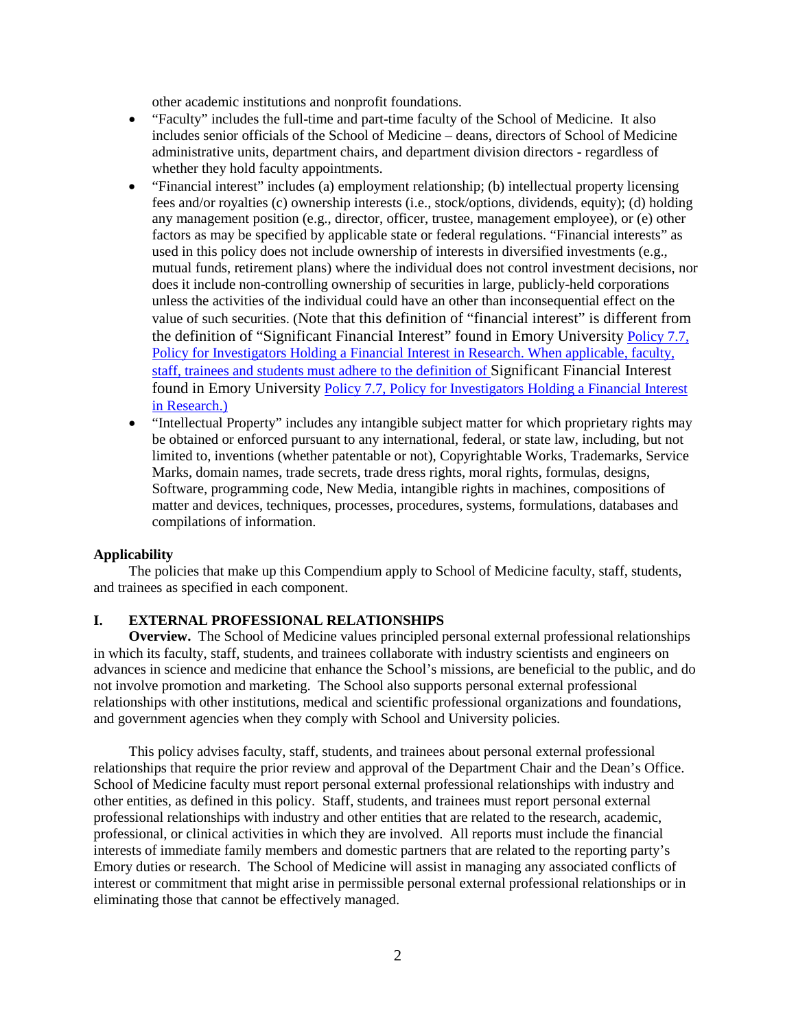other academic institutions and nonprofit foundations.

- "Faculty" includes the full-time and part-time faculty of the School of Medicine. It also includes senior officials of the School of Medicine – deans, directors of School of Medicine administrative units, department chairs, and department division directors - regardless of whether they hold faculty appointments.
- "Financial interest" includes (a) employment relationship; (b) intellectual property licensing fees and/or royalties (c) ownership interests (i.e., stock/options, dividends, equity); (d) holding any management position (e.g., director, officer, trustee, management employee), or (e) other factors as may be specified by applicable state or federal regulations. "Financial interests" as used in this policy does not include ownership of interests in diversified investments (e.g., mutual funds, retirement plans) where the individual does not control investment decisions, nor does it include non-controlling ownership of securities in large, publicly-held corporations unless the activities of the individual could have an other than inconsequential effect on the value of such securities. (Note that this definition of "financial interest" is different from the definition of "Significant Financial Interest" found in Emory University Policy 7.7, Policy for Investigators Holding a Financial Interest in Research. When applicable, faculty, staff, trainees and students must adhere to the definition of Significant Financial Interest found in Emory University Policy 7.7, Policy for Investigators Holding a Financial Interest in Research.)
- "Intellectual Property" includes any intangible subject matter for which proprietary rights may be obtained or enforced pursuant to any international, federal, or state law, including, but not limited to, inventions (whether patentable or not), Copyrightable Works, Trademarks, Service Marks, domain names, trade secrets, trade dress rights, moral rights, formulas, designs, Software, programming code, New Media, intangible rights in machines, compositions of matter and devices, techniques, processes, procedures, systems, formulations, databases and compilations of information.

**Applicability**

The policies that make up this Compendium apply to School of Medicine faculty, staff, students, and trainees as specified in each component.

## I. EXTERNAL PROFESSIONAL RELATIONSHIPS

**Overview.** The School of Medicine values principled personal external professional relationships in which its faculty, staff, students, and trainees collaborate with industry scientists and engineers on advances in science and medicine that enhance the School's missions, are beneficial to the public, and do not involve promotion and marketing. The School also supports personal external professional relationships with other institutions, medical and scientific professional organizations and foundations, and government agencies when they comply with School and University policies.

This policy advises faculty, staff, students, and trainees about personal external professional relationships that require the prior review and approval of the Department Chair and the Dean's Office. School of Medicine faculty must report personal external professional relationships with industry and other entities, as defined in this policy. Staff, students, and trainees must report personal external professional relationships with industry and other entities that are related to the research, academic, professional, or clinical activities in which they are involved. All reports must include the financial interests of immediate family members and domestic partners that are related to the reporting party's Emory duties or research. The School of Medicine will assist in managing any associated conflicts of interest or commitment that might arise in permissible personal external professional relationships or in eliminating those that cannot be effectively managed.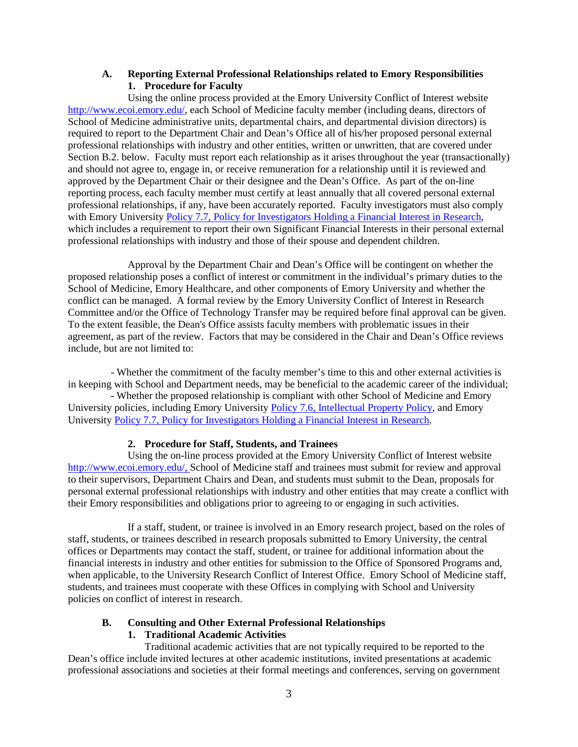## A. Reporting External Professional Relationships related to Emory Responsibilities

### 1. Procedure for Faculty

Using the online process provided at the Emory University Conflict of Interest website http://www.ecoi.emory.edu/, each School of Medicine faculty member (including deans, directors of School of Medicine administrative units, departmental chairs, and departmental division directors) is required to report to the Department Chair and Dean's Office all of his/her proposed personal external professional relationships with industry and other entities, written or unwritten, that are covered under Section B.2. below. Faculty must report each relationship as it arises throughout the year (transactionally) and should not agree to, engage in, or receive remuneration for a relationship until it is reviewed and approved by the Department Chair or their designee and the Dean's Office. As part of the on-line reporting process, each faculty member must certify at least annually that all covered personal external professional relationships, if any, have been accurately reported. Faculty investigators must also comply with Emory University Policy 7.7, Policy for Investigators Holding a Financial Interest in Research, which includes a requirement to report their own Significant Financial Interests in their personal external professional relationships with industry and those of their spouse and dependent children.

Approval by the Department Chair and Dean's Office will be contingent on whether the proposed relationship poses a conflict of interest or commitment in the individual's primary duties to the School of Medicine, Emory Healthcare, and other components of Emory University and whether the conflict can be managed. A formal review by the Emory University Conflict of Interest in Research Committee and/or the Office of Technology Transfer may be required before final approval can be given. To the extent feasible, the Dean's Office assists faculty members with problematic issues in their agreement, as part of the review. Factors that may be considered in the Chair and Dean's Office reviews include, but are not limited to:

- Whether the commitment of the faculty member's time to this and other external activities is in keeping with School and Department needs, may be beneficial to the academic career of the individual;
- Whether the proposed relationship is compliant with other School of Medicine and Emory University policies, including Emory University Policy 7.6, Intellectual Property Policy, and Emory University Policy 7.7, Policy for Investigators Holding a Financial Interest in Research.

### 2. Procedure for Staff, Students, and Trainees

Using the on-line process provided at the Emory University Conflict of Interest website http://www.ecoi.emory.edu/, School of Medicine staff and trainees must submit for review and approval to their supervisors, Department Chairs and Dean, and students must submit to the Dean, proposals for personal external professional relationships with industry and other entities that may create a conflict with their Emory responsibilities and obligations prior to agreeing to or engaging in such activities.

If a staff, student, or trainee is involved in an Emory research project, based on the roles of staff, students, or trainees described in research proposals submitted to Emory University, the central offices or Departments may contact the staff, student, or trainee for additional information about the financial interests in industry and other entities for submission to the Office of Sponsored Programs and, when applicable, to the University Research Conflict of Interest Office. Emory School of Medicine staff, students, and trainees must cooperate with these Offices in complying with School and University policies on conflict of interest in research.

## B. Consulting and Other External Professional Relationships

### 1. Traditional Academic Activities

Traditional academic activities that are not typically required to be reported to the Dean's office include invited lectures at other academic institutions, invited presentations at academic professional associations and societies at their formal meetings and conferences, serving on government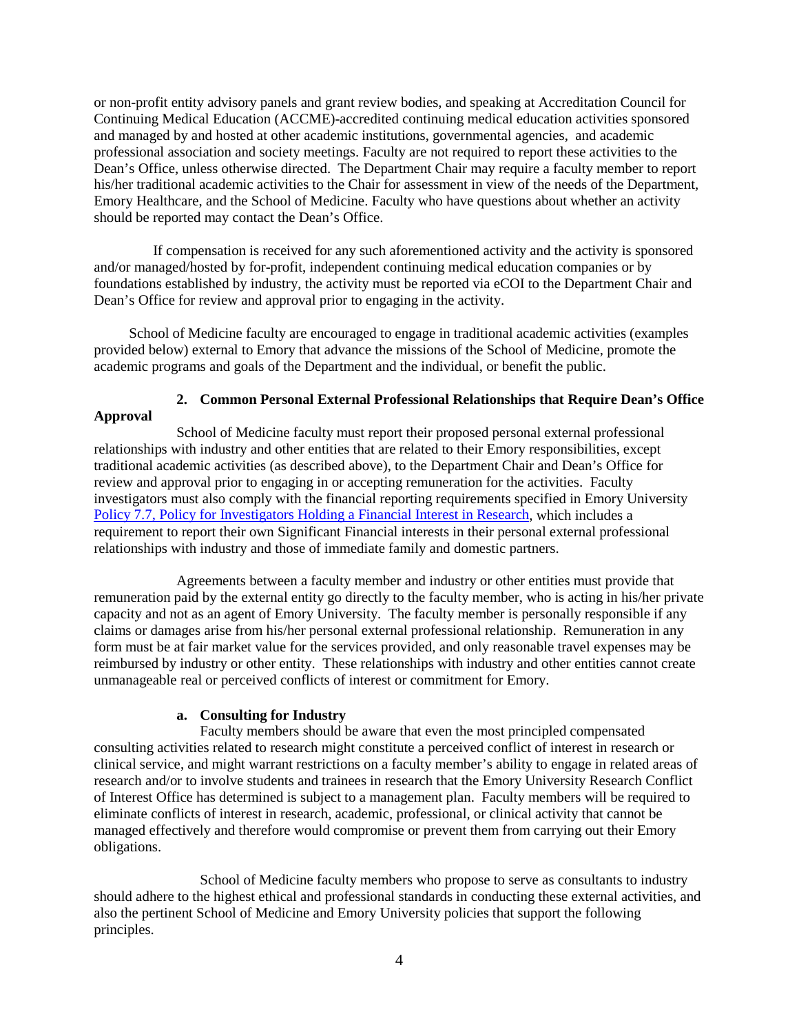or non-profit entity advisory panels and grant review bodies, and speaking at Accreditation Council for Continuing Medical Education (ACCME)-accredited continuing medical education activities sponsored and managed by and hosted at other academic institutions, governmental agencies, and academic professional association and society meetings. Faculty are not required to report these activities to the Dean's Office, unless otherwise directed. The Department Chair may require a faculty member to report his/her traditional academic activities to the Chair for assessment in view of the needs of the Department, Emory Healthcare, and the School of Medicine. Faculty who have questions about whether an activity should be reported may contact the Dean's Office.

If compensation is received for any such aforementioned activity and the activity is sponsored and/or managed/hosted by for-profit, independent continuing medical education companies or by foundations established by industry, the activity must be reported via eCOI to the Department Chair and Dean's Office for review and approval prior to engaging in the activity.

School of Medicine faculty are encouraged to engage in traditional academic activities (examples provided below) external to Emory that advance the missions of the School of Medicine, promote the academic programs and goals of the Department and the individual, or benefit the public.

### 2. Common Personal External Professional Relationships that Require Dean's Office Approval

School of Medicine faculty must report their proposed personal external professional relationships with industry and other entities that are related to their Emory responsibilities, except traditional academic activities (as described above), to the Department Chair and Dean's Office for review and approval prior to engaging in or accepting remuneration for the activities. Faculty investigators must also comply with the financial reporting requirements specified in Emory University Policy 7.7, Policy for Investigators Holding a Financial Interest in Research, which includes a requirement to report their own Significant Financial interests in their personal external professional relationships with industry and those of immediate family and domestic partners.

Agreements between a faculty member and industry or other entities must provide that remuneration paid by the external entity go directly to the faculty member, who is acting in his/her private capacity and not as an agent of Emory University. The faculty member is personally responsible if any claims or damages arise from his/her personal external professional relationship. Remuneration in any form must be at fair market value for the services provided, and only reasonable travel expenses may be reimbursed by industry or other entity. These relationships with industry and other entities cannot create unmanageable real or perceived conflicts of interest or commitment for Emory.

#### a. Consulting for Industry

Faculty members should be aware that even the most principled compensated consulting activities related to research might constitute a perceived conflict of interest in research or clinical service, and might warrant restrictions on a faculty member's ability to engage in related areas of research and/or to involve students and trainees in research that the Emory University Research Conflict of Interest Office has determined is subject to a management plan. Faculty members will be required to eliminate conflicts of interest in research, academic, professional, or clinical activity that cannot be managed effectively and therefore would compromise or prevent them from carrying out their Emory obligations.

School of Medicine faculty members who propose to serve as consultants to industry should adhere to the highest ethical and professional standards in conducting these external activities, and also the pertinent School of Medicine and Emory University policies that support the following principles.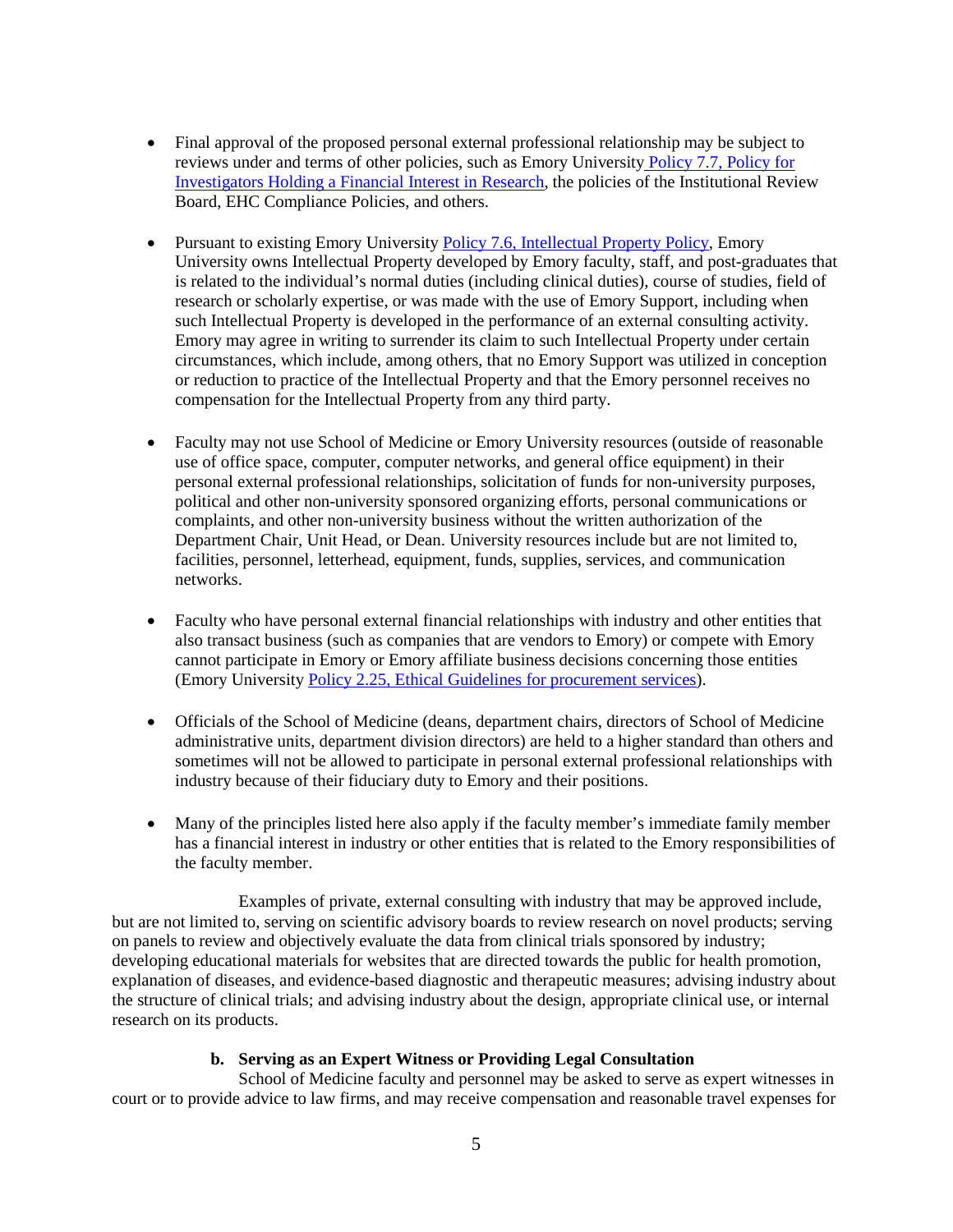- Final approval of the proposed personal external professional relationship may be subject to reviews under and terms of other policies, such as Emory University Policy 7.7, Policy for Investigators Holding a Financial Interest in Research, the policies of the Institutional Review Board, EHC Compliance Policies, and others.

- Pursuant to existing Emory University Policy 7.6, Intellectual Property Policy, Emory University owns Intellectual Property developed by Emory faculty, staff, and post-graduates that is related to the individual's normal duties (including clinical duties), course of studies, field of research or scholarly expertise, or was made with the use of Emory Support, including when such Intellectual Property is developed in the performance of an external consulting activity. Emory may agree in writing to surrender its claim to such Intellectual Property under certain circumstances, which include, among others, that no Emory Support was utilized in conception or reduction to practice of the Intellectual Property and that the Emory personnel receives no compensation for the Intellectual Property from any third party.

- Faculty may not use School of Medicine or Emory University resources (outside of reasonable use of office space, computer, computer networks, and general office equipment) in their personal external professional relationships, solicitation of funds for non-university purposes, political and other non-university sponsored organizing efforts, personal communications or complaints, and other non-university business without the written authorization of the Department Chair, Unit Head, or Dean. University resources include but are not limited to, facilities, personnel, letterhead, equipment, funds, supplies, services, and communication networks.

- Faculty who have personal external financial relationships with industry and other entities that also transact business (such as companies that are vendors to Emory) or compete with Emory cannot participate in Emory or Emory affiliate business decisions concerning those entities (Emory University Policy 2.25, Ethical Guidelines for procurement services).

- Officials of the School of Medicine (deans, department chairs, directors of School of Medicine administrative units, department division directors) are held to a higher standard than others and sometimes will not be allowed to participate in personal external professional relationships with industry because of their fiduciary duty to Emory and their positions.

- Many of the principles listed here also apply if the faculty member's immediate family member has a financial interest in industry or other entities that is related to the Emory responsibilities of the faculty member.

Examples of private, external consulting with industry that may be approved include, but are not limited to, serving on scientific advisory boards to review research on novel products; serving on panels to review and objectively evaluate the data from clinical trials sponsored by industry; developing educational materials for websites that are directed towards the public for health promotion, explanation of diseases, and evidence-based diagnostic and therapeutic measures; advising industry about the structure of clinical trials; and advising industry about the design, appropriate clinical use, or internal research on its products.

#### b. Serving as an Expert Witness or Providing Legal Consultation

School of Medicine faculty and personnel may be asked to serve as expert witnesses in court or to provide advice to law firms, and may receive compensation and reasonable travel expenses for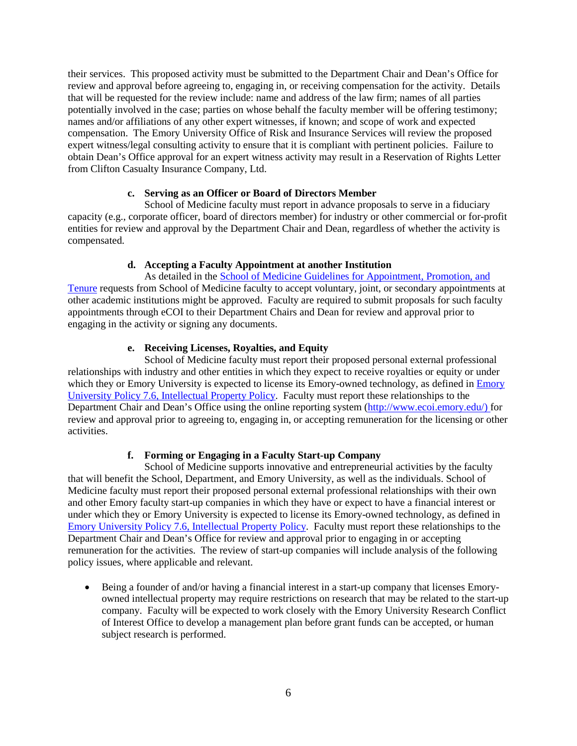their services. This proposed activity must be submitted to the Department Chair and Dean's Office for review and approval before agreeing to, engaging in, or receiving compensation for the activity. Details that will be requested for the review include: name and address of the law firm; names of all parties potentially involved in the case; parties on whose behalf the faculty member will be offering testimony; names and/or affiliations of any other expert witnesses, if known; and scope of work and expected compensation. The Emory University Office of Risk and Insurance Services will review the proposed expert witness/legal consulting activity to ensure that it is compliant with pertinent policies. Failure to obtain Dean's Office approval for an expert witness activity may result in a Reservation of Rights Letter from Clifton Casualty Insurance Company, Ltd.

**c. Serving as an Officer or Board of Directors Member**

School of Medicine faculty must report in advance proposals to serve in a fiduciary capacity (e.g., corporate officer, board of directors member) for industry or other commercial or for-profit entities for review and approval by the Department Chair and Dean, regardless of whether the activity is compensated.

**d. Accepting a Faculty Appointment at another Institution**

As detailed in the School of Medicine Guidelines for Appointment, Promotion, and Tenure requests from School of Medicine faculty to accept voluntary, joint, or secondary appointments at other academic institutions might be approved. Faculty are required to submit proposals for such faculty appointments through eCOI to their Department Chairs and Dean for review and approval prior to engaging in the activity or signing any documents.

**e. Receiving Licenses, Royalties, and Equity**

School of Medicine faculty must report their proposed personal external professional relationships with industry and other entities in which they expect to receive royalties or equity or under which they or Emory University is expected to license its Emory-owned technology, as defined in Emory University Policy 7.6, Intellectual Property Policy. Faculty must report these relationships to the Department Chair and Dean's Office using the online reporting system (http://www.ecoi.emory.edu/) for review and approval prior to agreeing to, engaging in, or accepting remuneration for the licensing or other activities.

**f. Forming or Engaging in a Faculty Start-up Company**

School of Medicine supports innovative and entrepreneurial activities by the faculty that will benefit the School, Department, and Emory University, as well as the individuals. School of Medicine faculty must report their proposed personal external professional relationships with their own and other Emory faculty start-up companies in which they have or expect to have a financial interest or under which they or Emory University is expected to license its Emory-owned technology, as defined in Emory University Policy 7.6, Intellectual Property Policy. Faculty must report these relationships to the Department Chair and Dean's Office for review and approval prior to engaging in or accepting remuneration for the activities. The review of start-up companies will include analysis of the following policy issues, where applicable and relevant.

- Being a founder of and/or having a financial interest in a start-up company that licenses Emory-owned intellectual property may require restrictions on research that may be related to the start-up company. Faculty will be expected to work closely with the Emory University Research Conflict of Interest Office to develop a management plan before grant funds can be accepted, or human subject research is performed.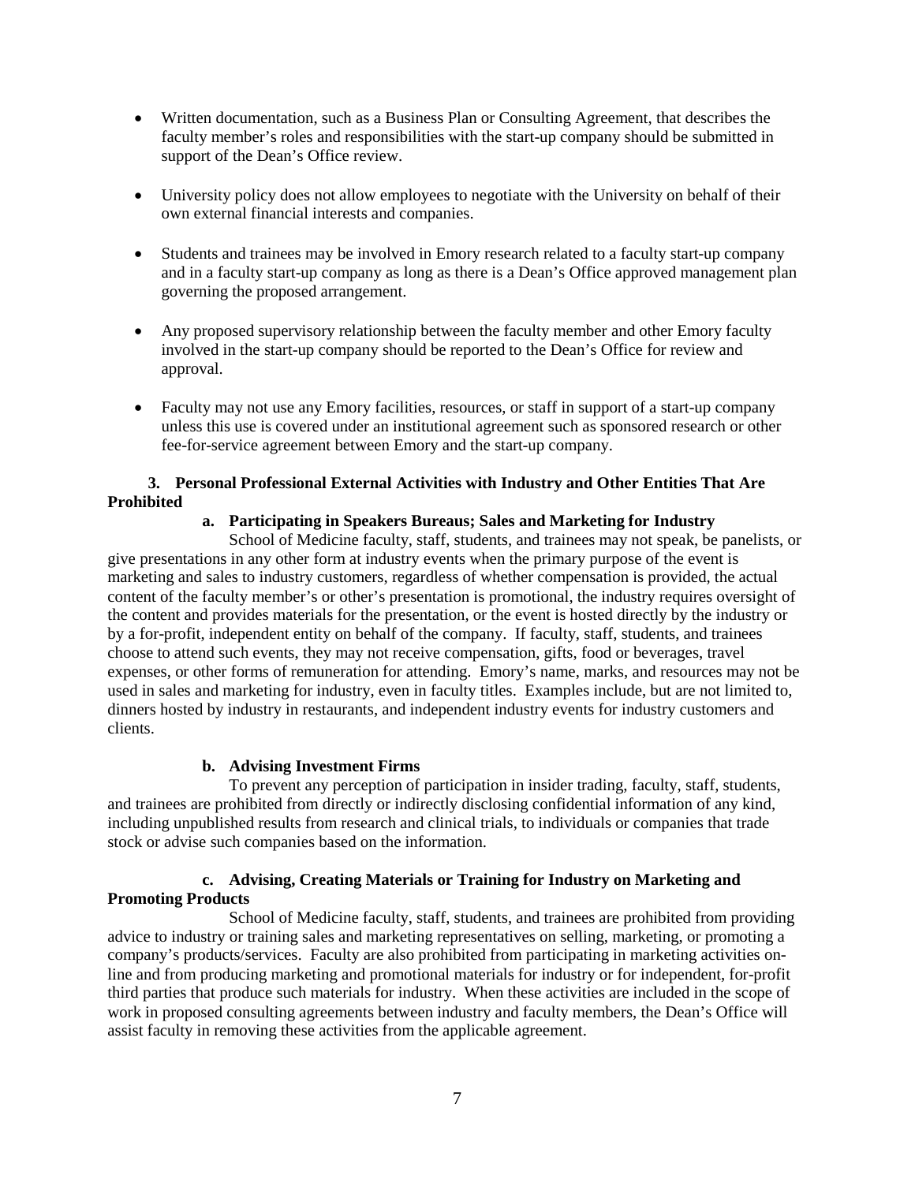- Written documentation, such as a Business Plan or Consulting Agreement, that describes the faculty member's roles and responsibilities with the start-up company should be submitted in support of the Dean's Office review.

- University policy does not allow employees to negotiate with the University on behalf of their own external financial interests and companies.

- Students and trainees may be involved in Emory research related to a faculty start-up company and in a faculty start-up company as long as there is a Dean's Office approved management plan governing the proposed arrangement.

- Any proposed supervisory relationship between the faculty member and other Emory faculty involved in the start-up company should be reported to the Dean's Office for review and approval.

- Faculty may not use any Emory facilities, resources, or staff in support of a start-up company unless this use is covered under an institutional agreement such as sponsored research or other fee-for-service agreement between Emory and the start-up company.

### 3. Personal Professional External Activities with Industry and Other Entities That Are Prohibited

#### a. Participating in Speakers Bureaus; Sales and Marketing for Industry

School of Medicine faculty, staff, students, and trainees may not speak, be panelists, or give presentations in any other form at industry events when the primary purpose of the event is marketing and sales to industry customers, regardless of whether compensation is provided, the actual content of the faculty member's or other's presentation is promotional, the industry requires oversight of the content and provides materials for the presentation, or the event is hosted directly by the industry or by a for-profit, independent entity on behalf of the company. If faculty, staff, students, and trainees choose to attend such events, they may not receive compensation, gifts, food or beverages, travel expenses, or other forms of remuneration for attending. Emory's name, marks, and resources may not be used in sales and marketing for industry, even in faculty titles. Examples include, but are not limited to, dinners hosted by industry in restaurants, and independent industry events for industry customers and clients.

#### b. Advising Investment Firms

To prevent any perception of participation in insider trading, faculty, staff, students, and trainees are prohibited from directly or indirectly disclosing confidential information of any kind, including unpublished results from research and clinical trials, to individuals or companies that trade stock or advise such companies based on the information.

#### c. Advising, Creating Materials or Training for Industry on Marketing and Promoting Products

School of Medicine faculty, staff, students, and trainees are prohibited from providing advice to industry or training sales and marketing representatives on selling, marketing, or promoting a company's products/services. Faculty are also prohibited from participating in marketing activities on-line and from producing marketing and promotional materials for industry or for independent, for-profit third parties that produce such materials for industry. When these activities are included in the scope of work in proposed consulting agreements between industry and faculty members, the Dean's Office will assist faculty in removing these activities from the applicable agreement.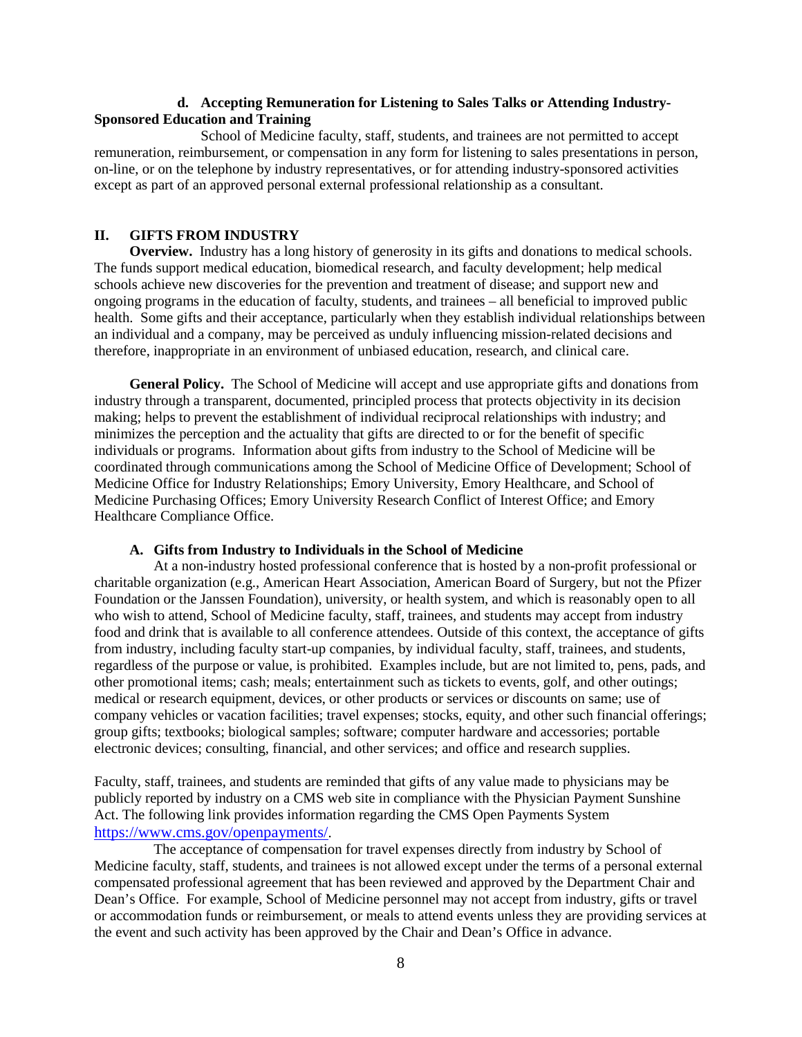#### d. Accepting Remuneration for Listening to Sales Talks or Attending Industry-Sponsored Education and Training

School of Medicine faculty, staff, students, and trainees are not permitted to accept remuneration, reimbursement, or compensation in any form for listening to sales presentations in person, on-line, or on the telephone by industry representatives, or for attending industry-sponsored activities except as part of an approved personal external professional relationship as a consultant.

## II. GIFTS FROM INDUSTRY

**Overview.** Industry has a long history of generosity in its gifts and donations to medical schools. The funds support medical education, biomedical research, and faculty development; help medical schools achieve new discoveries for the prevention and treatment of disease; and support new and ongoing programs in the education of faculty, students, and trainees – all beneficial to improved public health. Some gifts and their acceptance, particularly when they establish individual relationships between an individual and a company, may be perceived as unduly influencing mission-related decisions and therefore, inappropriate in an environment of unbiased education, research, and clinical care.

**General Policy.** The School of Medicine will accept and use appropriate gifts and donations from industry through a transparent, documented, principled process that protects objectivity in its decision making; helps to prevent the establishment of individual reciprocal relationships with industry; and minimizes the perception and the actuality that gifts are directed to or for the benefit of specific individuals or programs. Information about gifts from industry to the School of Medicine will be coordinated through communications among the School of Medicine Office of Development; School of Medicine Office for Industry Relationships; Emory University, Emory Healthcare, and School of Medicine Purchasing Offices; Emory University Research Conflict of Interest Office; and Emory Healthcare Compliance Office.

### A. Gifts from Industry to Individuals in the School of Medicine

At a non-industry hosted professional conference that is hosted by a non-profit professional or charitable organization (e.g., American Heart Association, American Board of Surgery, but not the Pfizer Foundation or the Janssen Foundation), university, or health system, and which is reasonably open to all who wish to attend, School of Medicine faculty, staff, trainees, and students may accept from industry food and drink that is available to all conference attendees. Outside of this context, the acceptance of gifts from industry, including faculty start-up companies, by individual faculty, staff, trainees, and students, regardless of the purpose or value, is prohibited. Examples include, but are not limited to, pens, pads, and other promotional items; cash; meals; entertainment such as tickets to events, golf, and other outings; medical or research equipment, devices, or other products or services or discounts on same; use of company vehicles or vacation facilities; travel expenses; stocks, equity, and other such financial offerings; group gifts; textbooks; biological samples; software; computer hardware and accessories; portable electronic devices; consulting, financial, and other services; and office and research supplies.

Faculty, staff, trainees, and students are reminded that gifts of any value made to physicians may be publicly reported by industry on a CMS web site in compliance with the Physician Payment Sunshine Act. The following link provides information regarding the CMS Open Payments System https://www.cms.gov/openpayments/.

The acceptance of compensation for travel expenses directly from industry by School of Medicine faculty, staff, students, and trainees is not allowed except under the terms of a personal external compensated professional agreement that has been reviewed and approved by the Department Chair and Dean's Office. For example, School of Medicine personnel may not accept from industry, gifts or travel or accommodation funds or reimbursement, or meals to attend events unless they are providing services at the event and such activity has been approved by the Chair and Dean's Office in advance.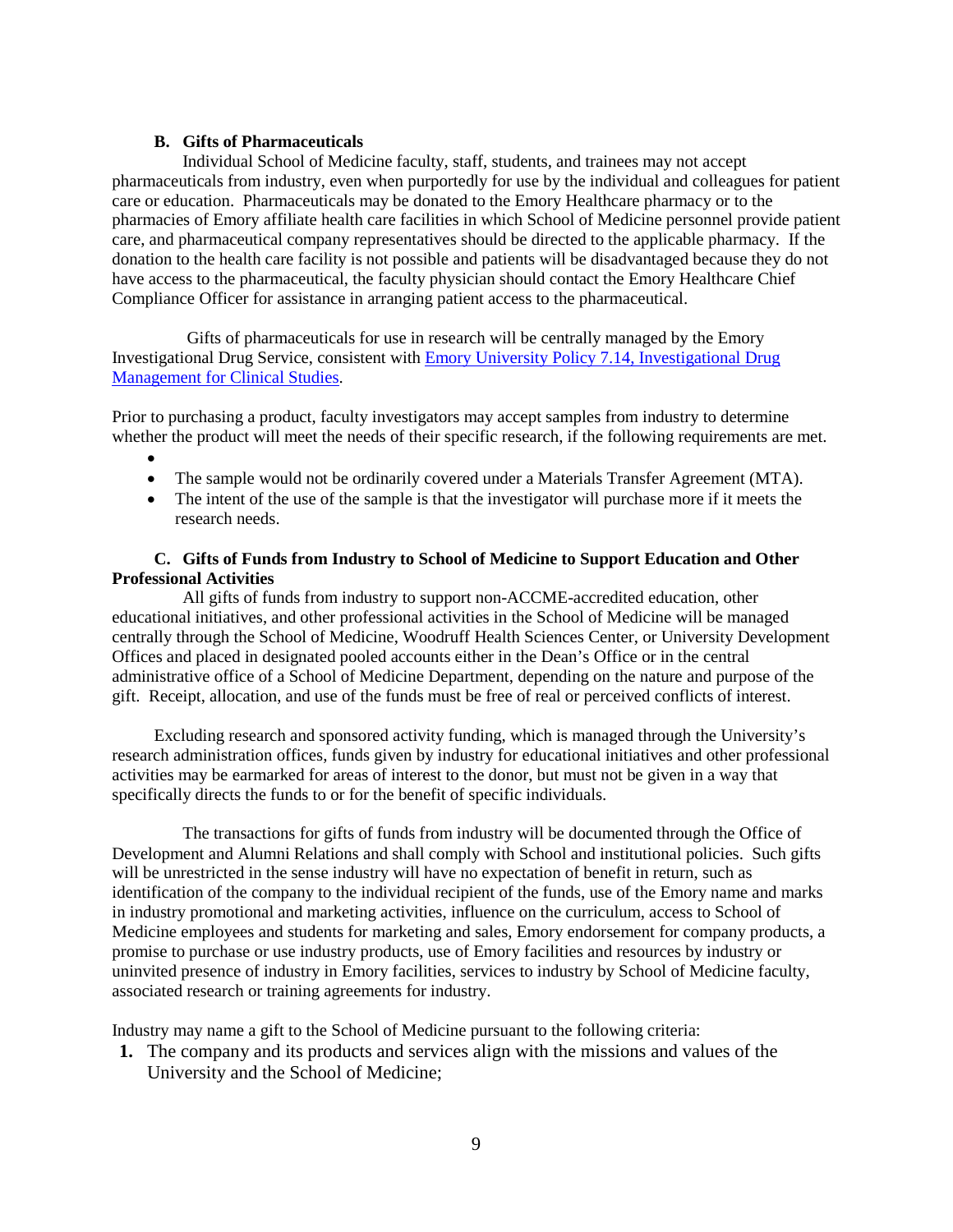### B. Gifts of Pharmaceuticals

Individual School of Medicine faculty, staff, students, and trainees may not accept pharmaceuticals from industry, even when purportedly for use by the individual and colleagues for patient care or education. Pharmaceuticals may be donated to the Emory Healthcare pharmacy or to the pharmacies of Emory affiliate health care facilities in which School of Medicine personnel provide patient care, and pharmaceutical company representatives should be directed to the applicable pharmacy. If the donation to the health care facility is not possible and patients will be disadvantaged because they do not have access to the pharmaceutical, the faculty physician should contact the Emory Healthcare Chief Compliance Officer for assistance in arranging patient access to the pharmaceutical.

Gifts of pharmaceuticals for use in research will be centrally managed by the Emory Investigational Drug Service, consistent with [Emory University Policy 7.14, Investigational Drug Management for Clinical Studies](#).

Prior to purchasing a product, faculty investigators may accept samples from industry to determine whether the product will meet the needs of their specific research, if the following requirements are met.

- 
- The sample would not be ordinarily covered under a Materials Transfer Agreement (MTA).
- The intent of the use of the sample is that the investigator will purchase more if it meets the research needs.

### C. Gifts of Funds from Industry to School of Medicine to Support Education and Other Professional Activities

All gifts of funds from industry to support non-ACCME-accredited education, other educational initiatives, and other professional activities in the School of Medicine will be managed centrally through the School of Medicine, Woodruff Health Sciences Center, or University Development Offices and placed in designated pooled accounts either in the Dean's Office or in the central administrative office of a School of Medicine Department, depending on the nature and purpose of the gift. Receipt, allocation, and use of the funds must be free of real or perceived conflicts of interest.

Excluding research and sponsored activity funding, which is managed through the University's research administration offices, funds given by industry for educational initiatives and other professional activities may be earmarked for areas of interest to the donor, but must not be given in a way that specifically directs the funds to or for the benefit of specific individuals.

The transactions for gifts of funds from industry will be documented through the Office of Development and Alumni Relations and shall comply with School and institutional policies. Such gifts will be unrestricted in the sense industry will have no expectation of benefit in return, such as identification of the company to the individual recipient of the funds, use of the Emory name and marks in industry promotional and marketing activities, influence on the curriculum, access to School of Medicine employees and students for marketing and sales, Emory endorsement for company products, a promise to purchase or use industry products, use of Emory facilities and resources by industry or uninvited presence of industry in Emory facilities, services to industry by School of Medicine faculty, associated research or training agreements for industry.

Industry may name a gift to the School of Medicine pursuant to the following criteria:

1. The company and its products and services align with the missions and values of the University and the School of Medicine;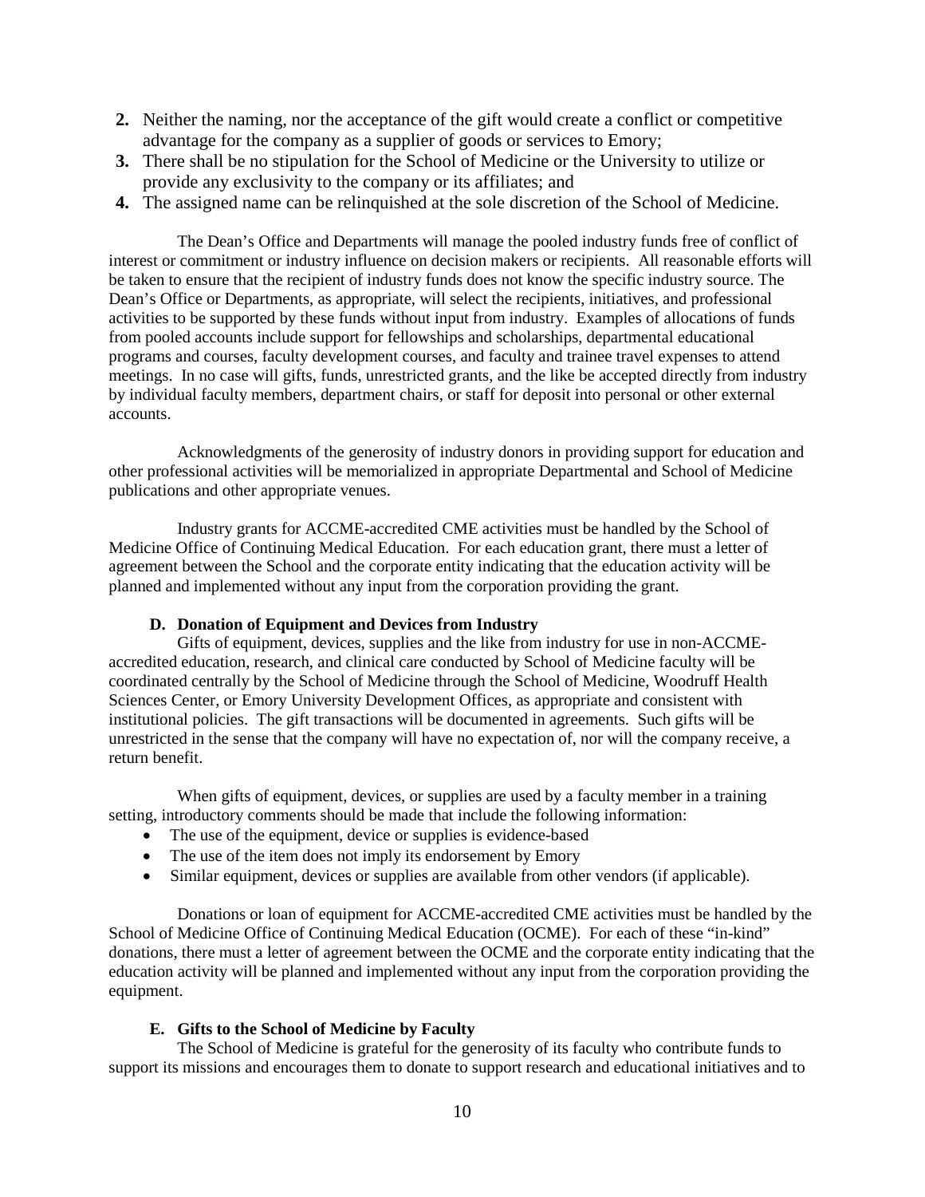2. Neither the naming, nor the acceptance of the gift would create a conflict or competitive advantage for the company as a supplier of goods or services to Emory;
3. There shall be no stipulation for the School of Medicine or the University to utilize or provide any exclusivity to the company or its affiliates; and
4. The assigned name can be relinquished at the sole discretion of the School of Medicine.

The Dean's Office and Departments will manage the pooled industry funds free of conflict of interest or commitment or industry influence on decision makers or recipients. All reasonable efforts will be taken to ensure that the recipient of industry funds does not know the specific industry source. The Dean's Office or Departments, as appropriate, will select the recipients, initiatives, and professional activities to be supported by these funds without input from industry. Examples of allocations of funds from pooled accounts include support for fellowships and scholarships, departmental educational programs and courses, faculty development courses, and faculty and trainee travel expenses to attend meetings. In no case will gifts, funds, unrestricted grants, and the like be accepted directly from industry by individual faculty members, department chairs, or staff for deposit into personal or other external accounts.

Acknowledgments of the generosity of industry donors in providing support for education and other professional activities will be memorialized in appropriate Departmental and School of Medicine publications and other appropriate venues.

Industry grants for ACCME-accredited CME activities must be handled by the School of Medicine Office of Continuing Medical Education. For each education grant, there must a letter of agreement between the School and the corporate entity indicating that the education activity will be planned and implemented without any input from the corporation providing the grant.

### D. Donation of Equipment and Devices from Industry

Gifts of equipment, devices, supplies and the like from industry for use in non-ACCME-accredited education, research, and clinical care conducted by School of Medicine faculty will be coordinated centrally by the School of Medicine through the School of Medicine, Woodruff Health Sciences Center, or Emory University Development Offices, as appropriate and consistent with institutional policies. The gift transactions will be documented in agreements. Such gifts will be unrestricted in the sense that the company will have no expectation of, nor will the company receive, a return benefit.

When gifts of equipment, devices, or supplies are used by a faculty member in a training setting, introductory comments should be made that include the following information:

- The use of the equipment, device or supplies is evidence-based
- The use of the item does not imply its endorsement by Emory
- Similar equipment, devices or supplies are available from other vendors (if applicable).

Donations or loan of equipment for ACCME-accredited CME activities must be handled by the School of Medicine Office of Continuing Medical Education (OCME). For each of these "in-kind" donations, there must a letter of agreement between the OCME and the corporate entity indicating that the education activity will be planned and implemented without any input from the corporation providing the equipment.

### E. Gifts to the School of Medicine by Faculty

The School of Medicine is grateful for the generosity of its faculty who contribute funds to support its missions and encourages them to donate to support research and educational initiatives and to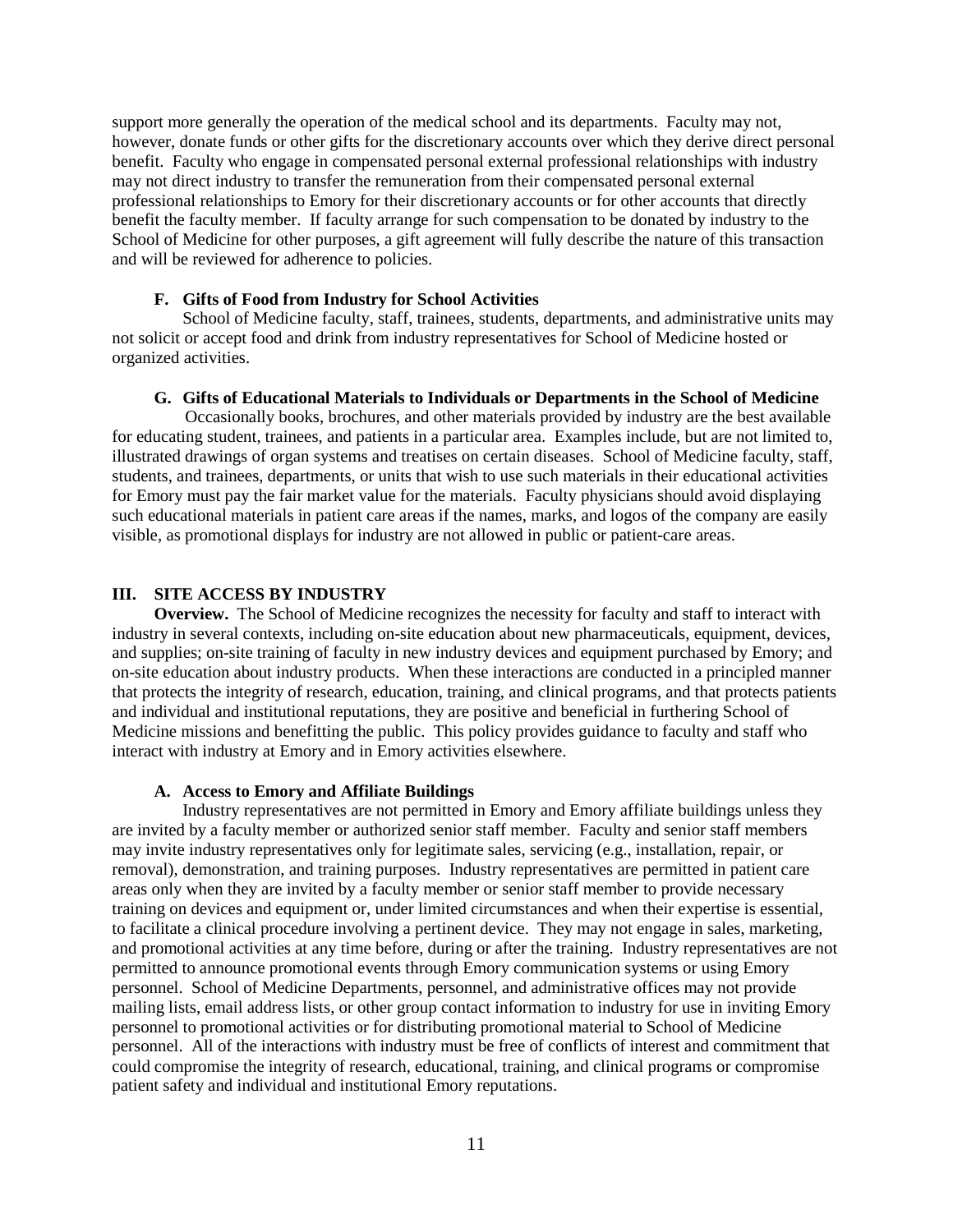support more generally the operation of the medical school and its departments. Faculty may not, however, donate funds or other gifts for the discretionary accounts over which they derive direct personal benefit. Faculty who engage in compensated personal external professional relationships with industry may not direct industry to transfer the remuneration from their compensated personal external professional relationships to Emory for their discretionary accounts or for other accounts that directly benefit the faculty member. If faculty arrange for such compensation to be donated by industry to the School of Medicine for other purposes, a gift agreement will fully describe the nature of this transaction and will be reviewed for adherence to policies.

#### F. Gifts of Food from Industry for School Activities

School of Medicine faculty, staff, trainees, students, departments, and administrative units may not solicit or accept food and drink from industry representatives for School of Medicine hosted or organized activities.

#### G. Gifts of Educational Materials to Individuals or Departments in the School of Medicine

Occasionally books, brochures, and other materials provided by industry are the best available for educating student, trainees, and patients in a particular area. Examples include, but are not limited to, illustrated drawings of organ systems and treatises on certain diseases. School of Medicine faculty, staff, students, and trainees, departments, or units that wish to use such materials in their educational activities for Emory must pay the fair market value for the materials. Faculty physicians should avoid displaying such educational materials in patient care areas if the names, marks, and logos of the company are easily visible, as promotional displays for industry are not allowed in public or patient-care areas.

## III. SITE ACCESS BY INDUSTRY

**Overview.** The School of Medicine recognizes the necessity for faculty and staff to interact with industry in several contexts, including on-site education about new pharmaceuticals, equipment, devices, and supplies; on-site training of faculty in new industry devices and equipment purchased by Emory; and on-site education about industry products. When these interactions are conducted in a principled manner that protects the integrity of research, education, training, and clinical programs, and that protects patients and individual and institutional reputations, they are positive and beneficial in furthering School of Medicine missions and benefitting the public. This policy provides guidance to faculty and staff who interact with industry at Emory and in Emory activities elsewhere.

#### A. Access to Emory and Affiliate Buildings

Industry representatives are not permitted in Emory and Emory affiliate buildings unless they are invited by a faculty member or authorized senior staff member. Faculty and senior staff members may invite industry representatives only for legitimate sales, servicing (e.g., installation, repair, or removal), demonstration, and training purposes. Industry representatives are permitted in patient care areas only when they are invited by a faculty member or senior staff member to provide necessary training on devices and equipment or, under limited circumstances and when their expertise is essential, to facilitate a clinical procedure involving a pertinent device. They may not engage in sales, marketing, and promotional activities at any time before, during or after the training. Industry representatives are not permitted to announce promotional events through Emory communication systems or using Emory personnel. School of Medicine Departments, personnel, and administrative offices may not provide mailing lists, email address lists, or other group contact information to industry for use in inviting Emory personnel to promotional activities or for distributing promotional material to School of Medicine personnel. All of the interactions with industry must be free of conflicts of interest and commitment that could compromise the integrity of research, educational, training, and clinical programs or compromise patient safety and individual and institutional Emory reputations.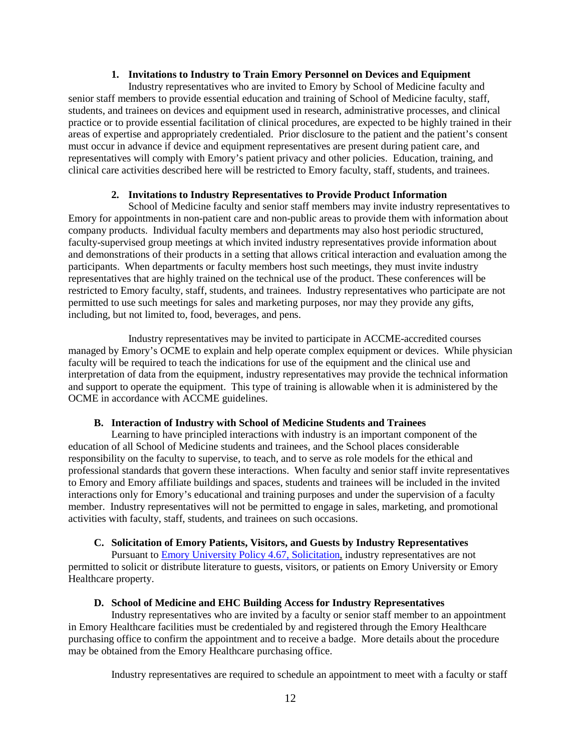#### 1. Invitations to Industry to Train Emory Personnel on Devices and Equipment

Industry representatives who are invited to Emory by School of Medicine faculty and senior staff members to provide essential education and training of School of Medicine faculty, staff, students, and trainees on devices and equipment used in research, administrative processes, and clinical practice or to provide essential facilitation of clinical procedures, are expected to be highly trained in their areas of expertise and appropriately credentialed. Prior disclosure to the patient and the patient's consent must occur in advance if device and equipment representatives are present during patient care, and representatives will comply with Emory's patient privacy and other policies. Education, training, and clinical care activities described here will be restricted to Emory faculty, staff, students, and trainees.

#### 2. Invitations to Industry Representatives to Provide Product Information

School of Medicine faculty and senior staff members may invite industry representatives to Emory for appointments in non-patient care and non-public areas to provide them with information about company products. Individual faculty members and departments may also host periodic structured, faculty-supervised group meetings at which invited industry representatives provide information about and demonstrations of their products in a setting that allows critical interaction and evaluation among the participants. When departments or faculty members host such meetings, they must invite industry representatives that are highly trained on the technical use of the product. These conferences will be restricted to Emory faculty, staff, students, and trainees. Industry representatives who participate are not permitted to use such meetings for sales and marketing purposes, nor may they provide any gifts, including, but not limited to, food, beverages, and pens.

Industry representatives may be invited to participate in ACCME-accredited courses managed by Emory's OCME to explain and help operate complex equipment or devices. While physician faculty will be required to teach the indications for use of the equipment and the clinical use and interpretation of data from the equipment, industry representatives may provide the technical information and support to operate the equipment. This type of training is allowable when it is administered by the OCME in accordance with ACCME guidelines.

### B. Interaction of Industry with School of Medicine Students and Trainees

Learning to have principled interactions with industry is an important component of the education of all School of Medicine students and trainees, and the School places considerable responsibility on the faculty to supervise, to teach, and to serve as role models for the ethical and professional standards that govern these interactions. When faculty and senior staff invite representatives to Emory and Emory affiliate buildings and spaces, students and trainees will be included in the invited interactions only for Emory's educational and training purposes and under the supervision of a faculty member. Industry representatives will not be permitted to engage in sales, marketing, and promotional activities with faculty, staff, students, and trainees on such occasions.

### C. Solicitation of Emory Patients, Visitors, and Guests by Industry Representatives

Pursuant to Emory University Policy 4.67, Solicitation, industry representatives are not permitted to solicit or distribute literature to guests, visitors, or patients on Emory University or Emory Healthcare property.

### D. School of Medicine and EHC Building Access for Industry Representatives

Industry representatives who are invited by a faculty or senior staff member to an appointment in Emory Healthcare facilities must be credentialed by and registered through the Emory Healthcare purchasing office to confirm the appointment and to receive a badge. More details about the procedure may be obtained from the Emory Healthcare purchasing office.

Industry representatives are required to schedule an appointment to meet with a faculty or staff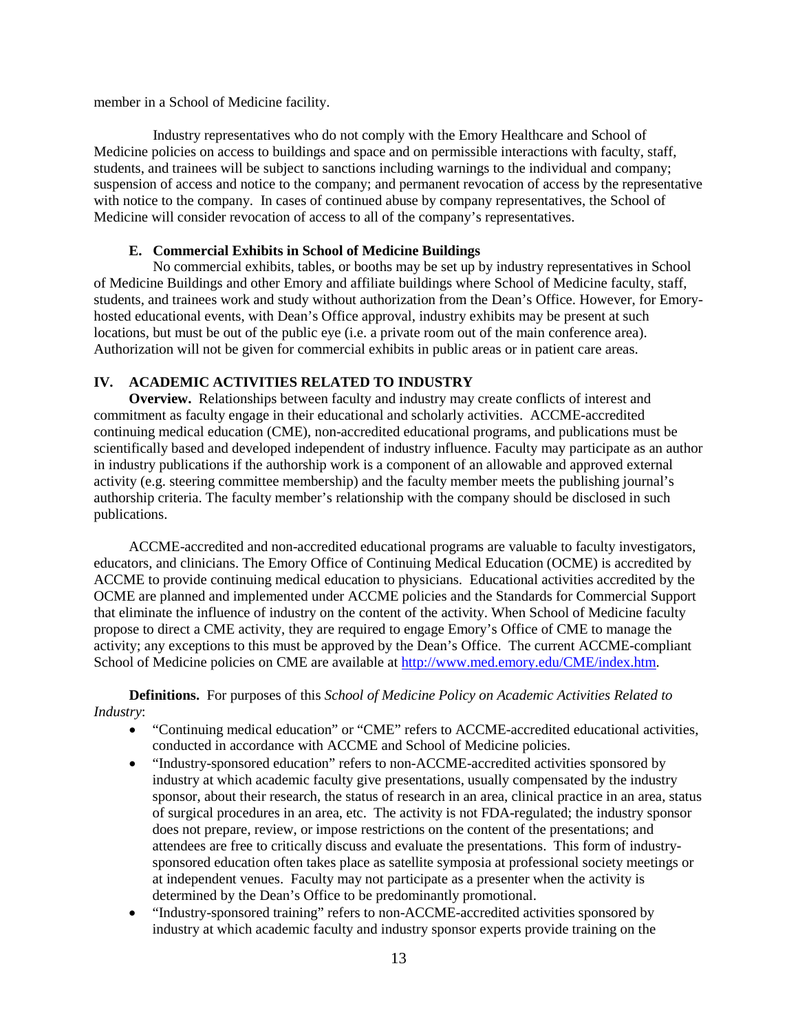member in a School of Medicine facility.

Industry representatives who do not comply with the Emory Healthcare and School of Medicine policies on access to buildings and space and on permissible interactions with faculty, staff, students, and trainees will be subject to sanctions including warnings to the individual and company; suspension of access and notice to the company; and permanent revocation of access by the representative with notice to the company. In cases of continued abuse by company representatives, the School of Medicine will consider revocation of access to all of the company's representatives.

### E. Commercial Exhibits in School of Medicine Buildings

No commercial exhibits, tables, or booths may be set up by industry representatives in School of Medicine Buildings and other Emory and affiliate buildings where School of Medicine faculty, staff, students, and trainees work and study without authorization from the Dean's Office. However, for Emory-hosted educational events, with Dean's Office approval, industry exhibits may be present at such locations, but must be out of the public eye (i.e. a private room out of the main conference area). Authorization will not be given for commercial exhibits in public areas or in patient care areas.

## IV. ACADEMIC ACTIVITIES RELATED TO INDUSTRY

**Overview.** Relationships between faculty and industry may create conflicts of interest and commitment as faculty engage in their educational and scholarly activities. ACCME-accredited continuing medical education (CME), non-accredited educational programs, and publications must be scientifically based and developed independent of industry influence. Faculty may participate as an author in industry publications if the authorship work is a component of an allowable and approved external activity (e.g. steering committee membership) and the faculty member meets the publishing journal's authorship criteria. The faculty member's relationship with the company should be disclosed in such publications.

ACCME-accredited and non-accredited educational programs are valuable to faculty investigators, educators, and clinicians. The Emory Office of Continuing Medical Education (OCME) is accredited by ACCME to provide continuing medical education to physicians. Educational activities accredited by the OCME are planned and implemented under ACCME policies and the Standards for Commercial Support that eliminate the influence of industry on the content of the activity. When School of Medicine faculty propose to direct a CME activity, they are required to engage Emory's Office of CME to manage the activity; any exceptions to this must be approved by the Dean's Office. The current ACCME-compliant School of Medicine policies on CME are available at http://www.med.emory.edu/CME/index.htm.

**Definitions.** For purposes of this *School of Medicine Policy on Academic Activities Related to Industry*:

- "Continuing medical education" or "CME" refers to ACCME-accredited educational activities, conducted in accordance with ACCME and School of Medicine policies.
- "Industry-sponsored education" refers to non-ACCME-accredited activities sponsored by industry at which academic faculty give presentations, usually compensated by the industry sponsor, about their research, the status of research in an area, clinical practice in an area, status of surgical procedures in an area, etc. The activity is not FDA-regulated; the industry sponsor does not prepare, review, or impose restrictions on the content of the presentations; and attendees are free to critically discuss and evaluate the presentations. This form of industry-sponsored education often takes place as satellite symposia at professional society meetings or at independent venues. Faculty may not participate as a presenter when the activity is determined by the Dean's Office to be predominantly promotional.
- "Industry-sponsored training" refers to non-ACCME-accredited activities sponsored by industry at which academic faculty and industry sponsor experts provide training on the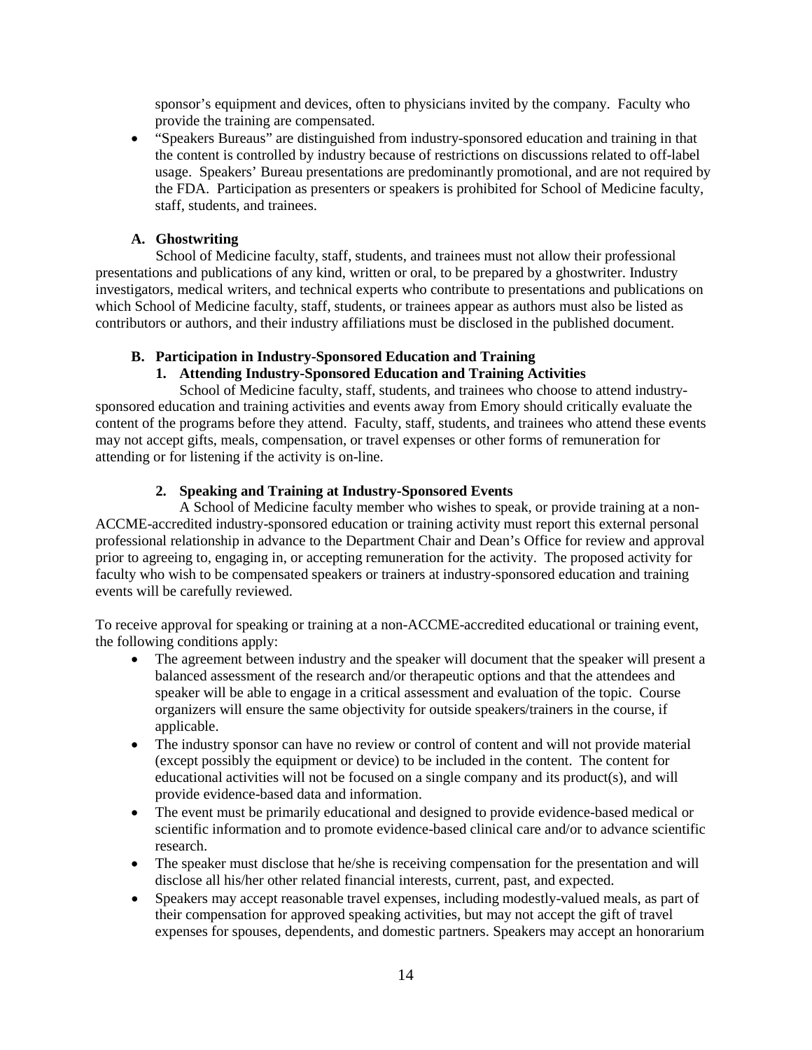sponsor's equipment and devices, often to physicians invited by the company. Faculty who provide the training are compensated.

- "Speakers Bureaus" are distinguished from industry-sponsored education and training in that the content is controlled by industry because of restrictions on discussions related to off-label usage. Speakers' Bureau presentations are predominantly promotional, and are not required by the FDA. Participation as presenters or speakers is prohibited for School of Medicine faculty, staff, students, and trainees.

### A. Ghostwriting

School of Medicine faculty, staff, students, and trainees must not allow their professional presentations and publications of any kind, written or oral, to be prepared by a ghostwriter. Industry investigators, medical writers, and technical experts who contribute to presentations and publications on which School of Medicine faculty, staff, students, or trainees appear as authors must also be listed as contributors or authors, and their industry affiliations must be disclosed in the published document.

### B. Participation in Industry-Sponsored Education and Training

#### 1. Attending Industry-Sponsored Education and Training Activities

School of Medicine faculty, staff, students, and trainees who choose to attend industry-sponsored education and training activities and events away from Emory should critically evaluate the content of the programs before they attend. Faculty, staff, students, and trainees who attend these events may not accept gifts, meals, compensation, or travel expenses or other forms of remuneration for attending or for listening if the activity is on-line.

#### 2. Speaking and Training at Industry-Sponsored Events

A School of Medicine faculty member who wishes to speak, or provide training at a non-ACCME-accredited industry-sponsored education or training activity must report this external personal professional relationship in advance to the Department Chair and Dean's Office for review and approval prior to agreeing to, engaging in, or accepting remuneration for the activity. The proposed activity for faculty who wish to be compensated speakers or trainers at industry-sponsored education and training events will be carefully reviewed.

To receive approval for speaking or training at a non-ACCME-accredited educational or training event, the following conditions apply:

- The agreement between industry and the speaker will document that the speaker will present a balanced assessment of the research and/or therapeutic options and that the attendees and speaker will be able to engage in a critical assessment and evaluation of the topic. Course organizers will ensure the same objectivity for outside speakers/trainers in the course, if applicable.
- The industry sponsor can have no review or control of content and will not provide material (except possibly the equipment or device) to be included in the content. The content for educational activities will not be focused on a single company and its product(s), and will provide evidence-based data and information.
- The event must be primarily educational and designed to provide evidence-based medical or scientific information and to promote evidence-based clinical care and/or to advance scientific research.
- The speaker must disclose that he/she is receiving compensation for the presentation and will disclose all his/her other related financial interests, current, past, and expected.
- Speakers may accept reasonable travel expenses, including modestly-valued meals, as part of their compensation for approved speaking activities, but may not accept the gift of travel expenses for spouses, dependents, and domestic partners. Speakers may accept an honorarium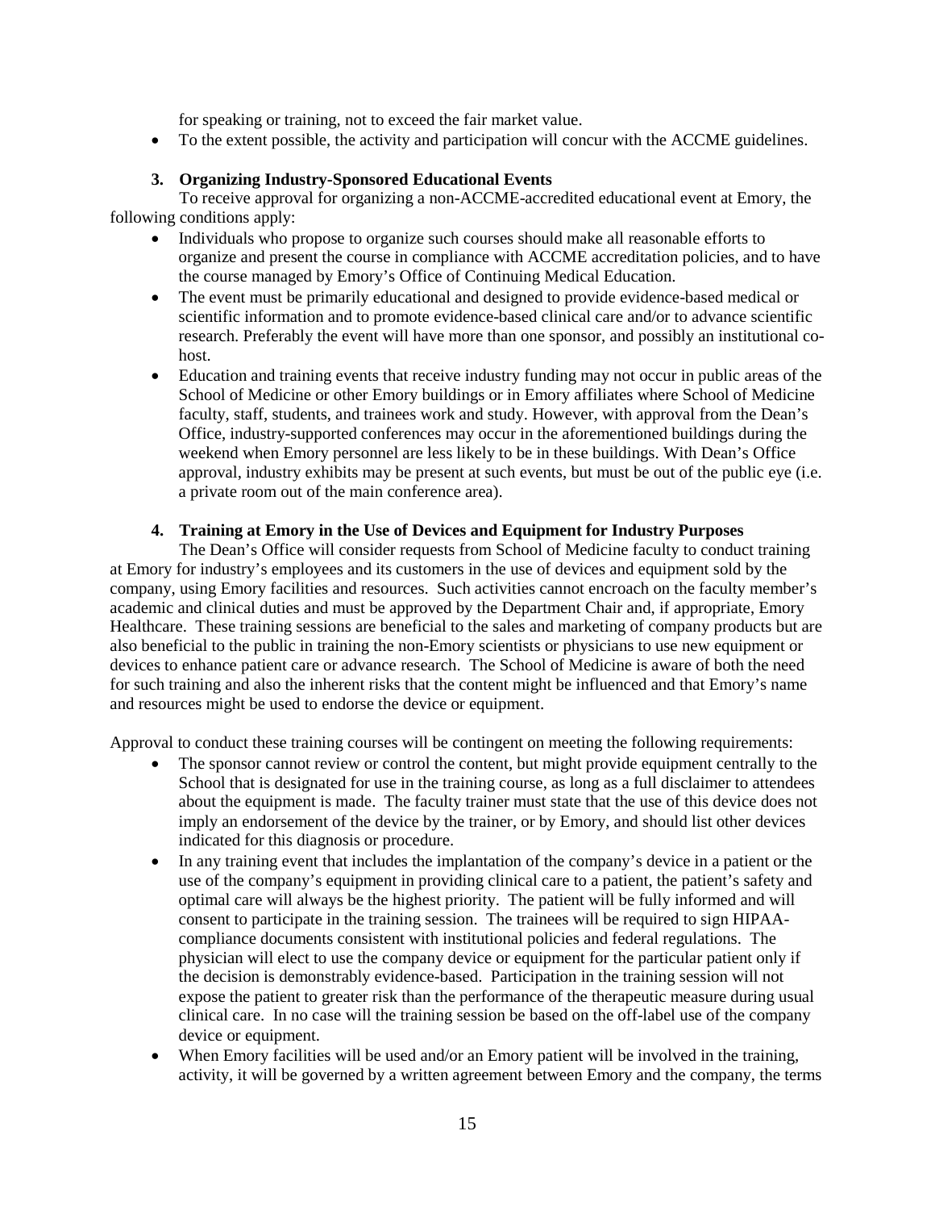for speaking or training, not to exceed the fair market value.

- To the extent possible, the activity and participation will concur with the ACCME guidelines.

### 3. Organizing Industry-Sponsored Educational Events

To receive approval for organizing a non-ACCME-accredited educational event at Emory, the following conditions apply:

- Individuals who propose to organize such courses should make all reasonable efforts to organize and present the course in compliance with ACCME accreditation policies, and to have the course managed by Emory's Office of Continuing Medical Education.
- The event must be primarily educational and designed to provide evidence-based medical or scientific information and to promote evidence-based clinical care and/or to advance scientific research. Preferably the event will have more than one sponsor, and possibly an institutional co-host.
- Education and training events that receive industry funding may not occur in public areas of the School of Medicine or other Emory buildings or in Emory affiliates where School of Medicine faculty, staff, students, and trainees work and study. However, with approval from the Dean's Office, industry-supported conferences may occur in the aforementioned buildings during the weekend when Emory personnel are less likely to be in these buildings. With Dean's Office approval, industry exhibits may be present at such events, but must be out of the public eye (i.e. a private room out of the main conference area).

### 4. Training at Emory in the Use of Devices and Equipment for Industry Purposes

The Dean's Office will consider requests from School of Medicine faculty to conduct training at Emory for industry's employees and its customers in the use of devices and equipment sold by the company, using Emory facilities and resources. Such activities cannot encroach on the faculty member's academic and clinical duties and must be approved by the Department Chair and, if appropriate, Emory Healthcare. These training sessions are beneficial to the sales and marketing of company products but are also beneficial to the public in training the non-Emory scientists or physicians to use new equipment or devices to enhance patient care or advance research. The School of Medicine is aware of both the need for such training and also the inherent risks that the content might be influenced and that Emory's name and resources might be used to endorse the device or equipment.

Approval to conduct these training courses will be contingent on meeting the following requirements:

- The sponsor cannot review or control the content, but might provide equipment centrally to the School that is designated for use in the training course, as long as a full disclaimer to attendees about the equipment is made. The faculty trainer must state that the use of this device does not imply an endorsement of the device by the trainer, or by Emory, and should list other devices indicated for this diagnosis or procedure.
- In any training event that includes the implantation of the company's device in a patient or the use of the company's equipment in providing clinical care to a patient, the patient's safety and optimal care will always be the highest priority. The patient will be fully informed and will consent to participate in the training session. The trainees will be required to sign HIPAA-compliance documents consistent with institutional policies and federal regulations. The physician will elect to use the company device or equipment for the particular patient only if the decision is demonstrably evidence-based. Participation in the training session will not expose the patient to greater risk than the performance of the therapeutic measure during usual clinical care. In no case will the training session be based on the off-label use of the company device or equipment.
- When Emory facilities will be used and/or an Emory patient will be involved in the training, activity, it will be governed by a written agreement between Emory and the company, the terms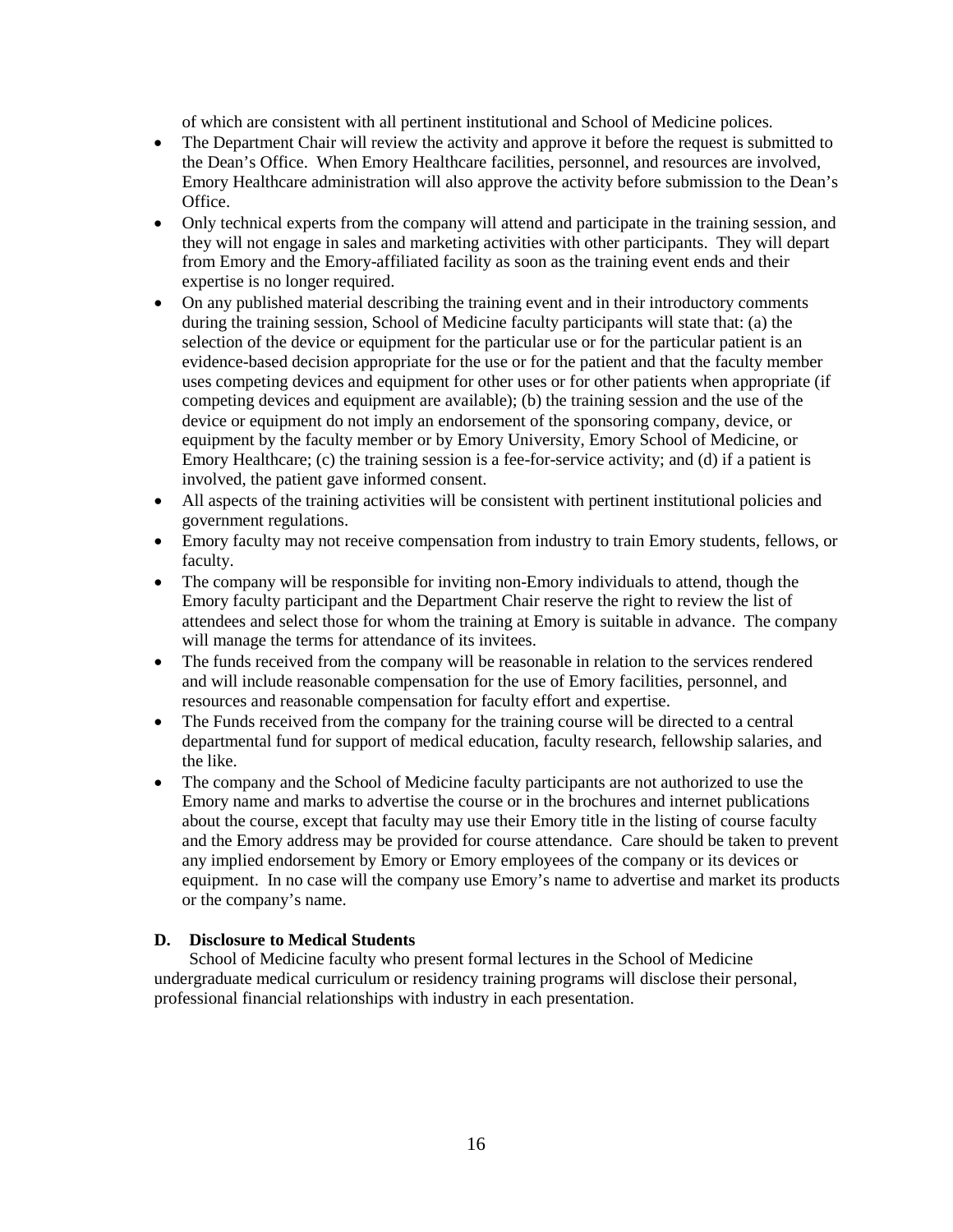of which are consistent with all pertinent institutional and School of Medicine polices.

- The Department Chair will review the activity and approve it before the request is submitted to the Dean's Office. When Emory Healthcare facilities, personnel, and resources are involved, Emory Healthcare administration will also approve the activity before submission to the Dean's Office.
- Only technical experts from the company will attend and participate in the training session, and they will not engage in sales and marketing activities with other participants. They will depart from Emory and the Emory-affiliated facility as soon as the training event ends and their expertise is no longer required.
- On any published material describing the training event and in their introductory comments during the training session, School of Medicine faculty participants will state that: (a) the selection of the device or equipment for the particular use or for the particular patient is an evidence-based decision appropriate for the use or for the patient and that the faculty member uses competing devices and equipment for other uses or for other patients when appropriate (if competing devices and equipment are available); (b) the training session and the use of the device or equipment do not imply an endorsement of the sponsoring company, device, or equipment by the faculty member or by Emory University, Emory School of Medicine, or Emory Healthcare; (c) the training session is a fee-for-service activity; and (d) if a patient is involved, the patient gave informed consent.
- All aspects of the training activities will be consistent with pertinent institutional policies and government regulations.
- Emory faculty may not receive compensation from industry to train Emory students, fellows, or faculty.
- The company will be responsible for inviting non-Emory individuals to attend, though the Emory faculty participant and the Department Chair reserve the right to review the list of attendees and select those for whom the training at Emory is suitable in advance. The company will manage the terms for attendance of its invitees.
- The funds received from the company will be reasonable in relation to the services rendered and will include reasonable compensation for the use of Emory facilities, personnel, and resources and reasonable compensation for faculty effort and expertise.
- The Funds received from the company for the training course will be directed to a central departmental fund for support of medical education, faculty research, fellowship salaries, and the like.
- The company and the School of Medicine faculty participants are not authorized to use the Emory name and marks to advertise the course or in the brochures and internet publications about the course, except that faculty may use their Emory title in the listing of course faculty and the Emory address may be provided for course attendance. Care should be taken to prevent any implied endorsement by Emory or Emory employees of the company or its devices or equipment. In no case will the company use Emory's name to advertise and market its products or the company's name.

**D. Disclosure to Medical Students**

School of Medicine faculty who present formal lectures in the School of Medicine undergraduate medical curriculum or residency training programs will disclose their personal, professional financial relationships with industry in each presentation.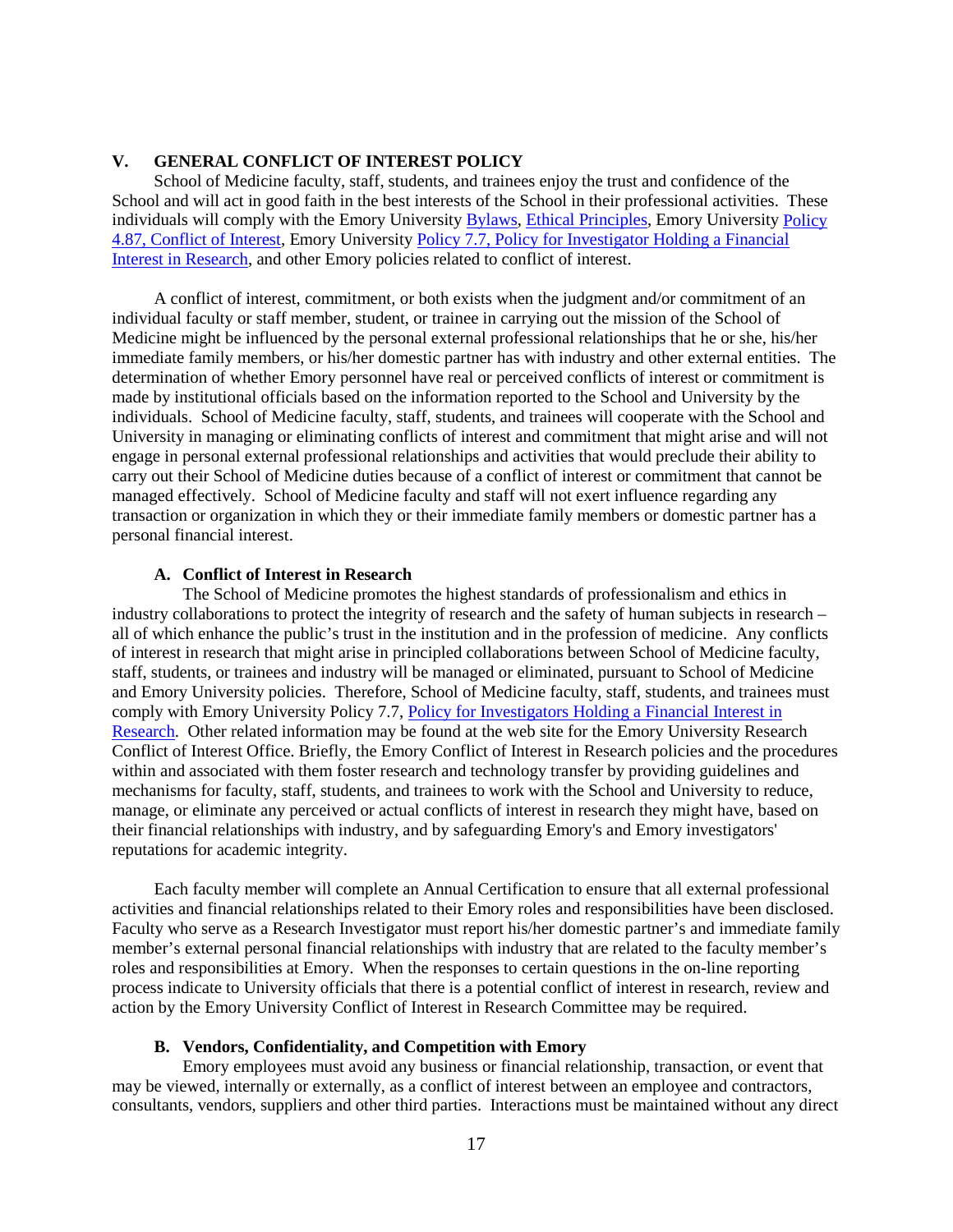## V. GENERAL CONFLICT OF INTEREST POLICY

School of Medicine faculty, staff, students, and trainees enjoy the trust and confidence of the School and will act in good faith in the best interests of the School in their professional activities. These individuals will comply with the Emory University Bylaws, Ethical Principles, Emory University Policy 4.87, Conflict of Interest, Emory University Policy 7.7, Policy for Investigator Holding a Financial Interest in Research, and other Emory policies related to conflict of interest.

A conflict of interest, commitment, or both exists when the judgment and/or commitment of an individual faculty or staff member, student, or trainee in carrying out the mission of the School of Medicine might be influenced by the personal external professional relationships that he or she, his/her immediate family members, or his/her domestic partner has with industry and other external entities. The determination of whether Emory personnel have real or perceived conflicts of interest or commitment is made by institutional officials based on the information reported to the School and University by the individuals. School of Medicine faculty, staff, students, and trainees will cooperate with the School and University in managing or eliminating conflicts of interest and commitment that might arise and will not engage in personal external professional relationships and activities that would preclude their ability to carry out their School of Medicine duties because of a conflict of interest or commitment that cannot be managed effectively. School of Medicine faculty and staff will not exert influence regarding any transaction or organization in which they or their immediate family members or domestic partner has a personal financial interest.

### A. Conflict of Interest in Research

The School of Medicine promotes the highest standards of professionalism and ethics in industry collaborations to protect the integrity of research and the safety of human subjects in research – all of which enhance the public's trust in the institution and in the profession of medicine. Any conflicts of interest in research that might arise in principled collaborations between School of Medicine faculty, staff, students, or trainees and industry will be managed or eliminated, pursuant to School of Medicine and Emory University policies. Therefore, School of Medicine faculty, staff, students, and trainees must comply with Emory University Policy 7.7, Policy for Investigators Holding a Financial Interest in Research. Other related information may be found at the web site for the Emory University Research Conflict of Interest Office. Briefly, the Emory Conflict of Interest in Research policies and the procedures within and associated with them foster research and technology transfer by providing guidelines and mechanisms for faculty, staff, students, and trainees to work with the School and University to reduce, manage, or eliminate any perceived or actual conflicts of interest in research they might have, based on their financial relationships with industry, and by safeguarding Emory's and Emory investigators' reputations for academic integrity.

Each faculty member will complete an Annual Certification to ensure that all external professional activities and financial relationships related to their Emory roles and responsibilities have been disclosed. Faculty who serve as a Research Investigator must report his/her domestic partner's and immediate family member's external personal financial relationships with industry that are related to the faculty member's roles and responsibilities at Emory. When the responses to certain questions in the on-line reporting process indicate to University officials that there is a potential conflict of interest in research, review and action by the Emory University Conflict of Interest in Research Committee may be required.

### B. Vendors, Confidentiality, and Competition with Emory

Emory employees must avoid any business or financial relationship, transaction, or event that may be viewed, internally or externally, as a conflict of interest between an employee and contractors, consultants, vendors, suppliers and other third parties. Interactions must be maintained without any direct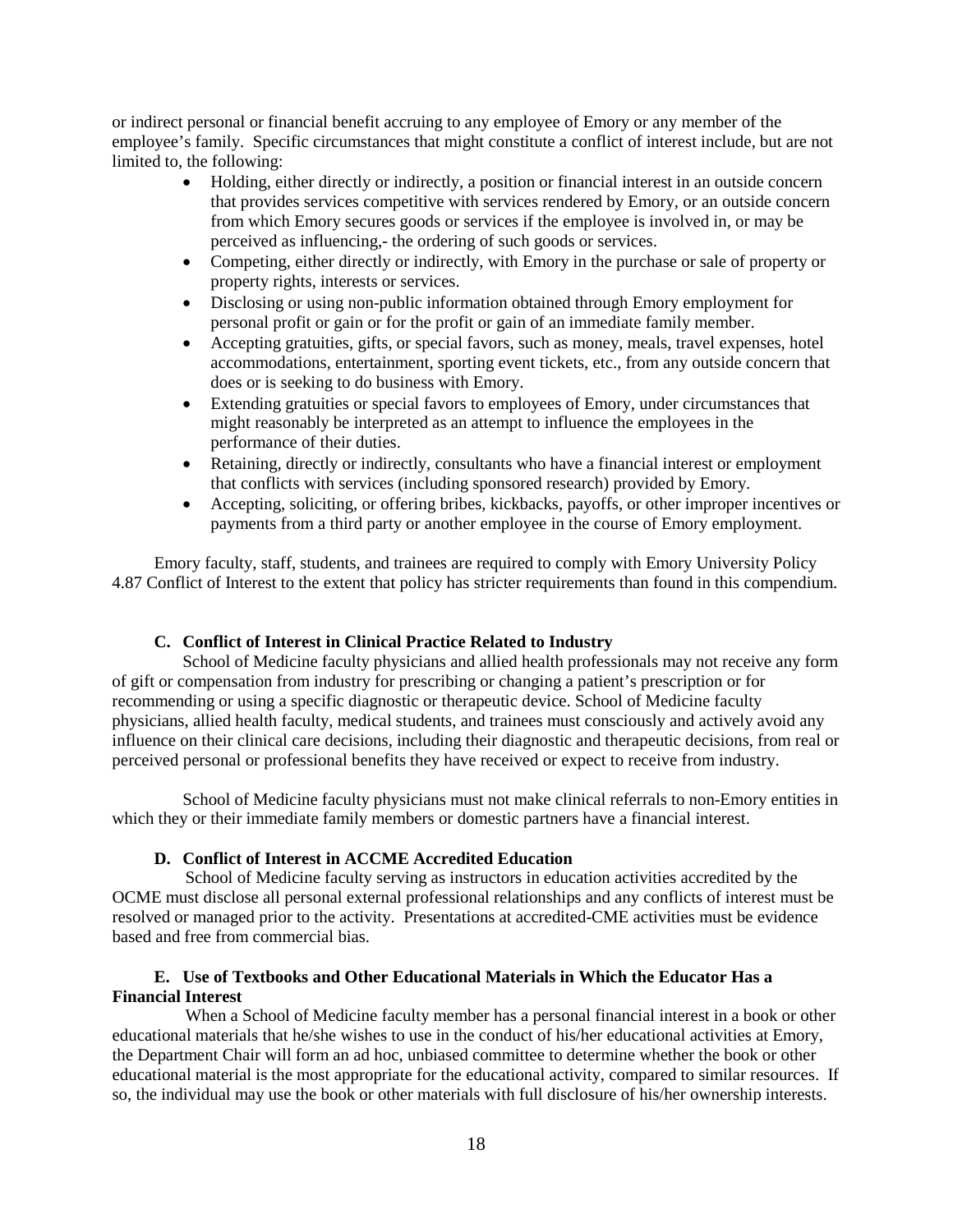or indirect personal or financial benefit accruing to any employee of Emory or any member of the employee's family. Specific circumstances that might constitute a conflict of interest include, but are not limited to, the following:

- Holding, either directly or indirectly, a position or financial interest in an outside concern that provides services competitive with services rendered by Emory, or an outside concern from which Emory secures goods or services if the employee is involved in, or may be perceived as influencing,- the ordering of such goods or services.
- Competing, either directly or indirectly, with Emory in the purchase or sale of property or property rights, interests or services.
- Disclosing or using non-public information obtained through Emory employment for personal profit or gain or for the profit or gain of an immediate family member.
- Accepting gratuities, gifts, or special favors, such as money, meals, travel expenses, hotel accommodations, entertainment, sporting event tickets, etc., from any outside concern that does or is seeking to do business with Emory.
- Extending gratuities or special favors to employees of Emory, under circumstances that might reasonably be interpreted as an attempt to influence the employees in the performance of their duties.
- Retaining, directly or indirectly, consultants who have a financial interest or employment that conflicts with services (including sponsored research) provided by Emory.
- Accepting, soliciting, or offering bribes, kickbacks, payoffs, or other improper incentives or payments from a third party or another employee in the course of Emory employment.

Emory faculty, staff, students, and trainees are required to comply with Emory University Policy 4.87 Conflict of Interest to the extent that policy has stricter requirements than found in this compendium.

### C. Conflict of Interest in Clinical Practice Related to Industry

School of Medicine faculty physicians and allied health professionals may not receive any form of gift or compensation from industry for prescribing or changing a patient's prescription or for recommending or using a specific diagnostic or therapeutic device. School of Medicine faculty physicians, allied health faculty, medical students, and trainees must consciously and actively avoid any influence on their clinical care decisions, including their diagnostic and therapeutic decisions, from real or perceived personal or professional benefits they have received or expect to receive from industry.

School of Medicine faculty physicians must not make clinical referrals to non-Emory entities in which they or their immediate family members or domestic partners have a financial interest.

### D. Conflict of Interest in ACCME Accredited Education

School of Medicine faculty serving as instructors in education activities accredited by the OCME must disclose all personal external professional relationships and any conflicts of interest must be resolved or managed prior to the activity. Presentations at accredited-CME activities must be evidence based and free from commercial bias.

### E. Use of Textbooks and Other Educational Materials in Which the Educator Has a Financial Interest

When a School of Medicine faculty member has a personal financial interest in a book or other educational materials that he/she wishes to use in the conduct of his/her educational activities at Emory, the Department Chair will form an ad hoc, unbiased committee to determine whether the book or other educational material is the most appropriate for the educational activity, compared to similar resources. If so, the individual may use the book or other materials with full disclosure of his/her ownership interests.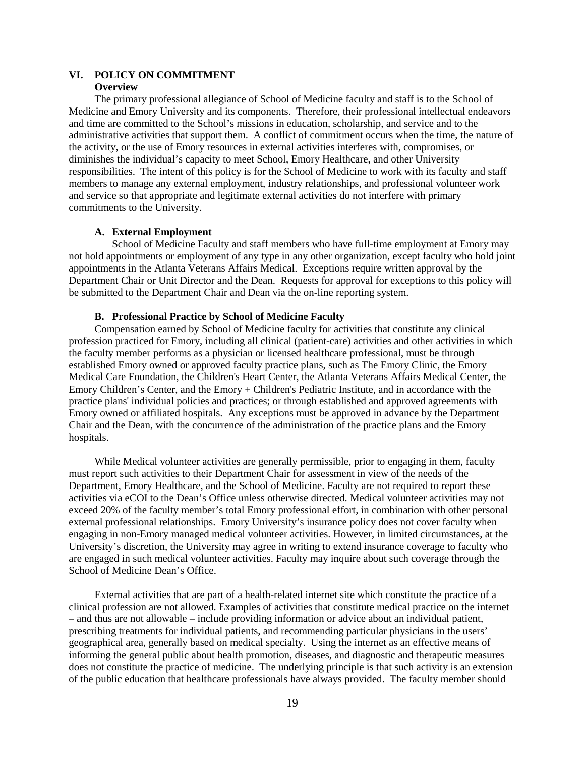## VI. POLICY ON COMMITMENT

### Overview

The primary professional allegiance of School of Medicine faculty and staff is to the School of Medicine and Emory University and its components. Therefore, their professional intellectual endeavors and time are committed to the School's missions in education, scholarship, and service and to the administrative activities that support them. A conflict of commitment occurs when the time, the nature of the activity, or the use of Emory resources in external activities interferes with, compromises, or diminishes the individual's capacity to meet School, Emory Healthcare, and other University responsibilities. The intent of this policy is for the School of Medicine to work with its faculty and staff members to manage any external employment, industry relationships, and professional volunteer work and service so that appropriate and legitimate external activities do not interfere with primary commitments to the University.

### A. External Employment

School of Medicine Faculty and staff members who have full-time employment at Emory may not hold appointments or employment of any type in any other organization, except faculty who hold joint appointments in the Atlanta Veterans Affairs Medical. Exceptions require written approval by the Department Chair or Unit Director and the Dean. Requests for approval for exceptions to this policy will be submitted to the Department Chair and Dean via the on-line reporting system.

### B. Professional Practice by School of Medicine Faculty

Compensation earned by School of Medicine faculty for activities that constitute any clinical profession practiced for Emory, including all clinical (patient-care) activities and other activities in which the faculty member performs as a physician or licensed healthcare professional, must be through established Emory owned or approved faculty practice plans, such as The Emory Clinic, the Emory Medical Care Foundation, the Children's Heart Center, the Atlanta Veterans Affairs Medical Center, the Emory Children's Center, and the Emory + Children's Pediatric Institute, and in accordance with the practice plans' individual policies and practices; or through established and approved agreements with Emory owned or affiliated hospitals. Any exceptions must be approved in advance by the Department Chair and the Dean, with the concurrence of the administration of the practice plans and the Emory hospitals.

While Medical volunteer activities are generally permissible, prior to engaging in them, faculty must report such activities to their Department Chair for assessment in view of the needs of the Department, Emory Healthcare, and the School of Medicine. Faculty are not required to report these activities via eCOI to the Dean's Office unless otherwise directed. Medical volunteer activities may not exceed 20% of the faculty member's total Emory professional effort, in combination with other personal external professional relationships. Emory University's insurance policy does not cover faculty when engaging in non-Emory managed medical volunteer activities. However, in limited circumstances, at the University's discretion, the University may agree in writing to extend insurance coverage to faculty who are engaged in such medical volunteer activities. Faculty may inquire about such coverage through the School of Medicine Dean's Office.

External activities that are part of a health-related internet site which constitute the practice of a clinical profession are not allowed. Examples of activities that constitute medical practice on the internet – and thus are not allowable – include providing information or advice about an individual patient, prescribing treatments for individual patients, and recommending particular physicians in the users' geographical area, generally based on medical specialty. Using the internet as an effective means of informing the general public about health promotion, diseases, and diagnostic and therapeutic measures does not constitute the practice of medicine. The underlying principle is that such activity is an extension of the public education that healthcare professionals have always provided. The faculty member should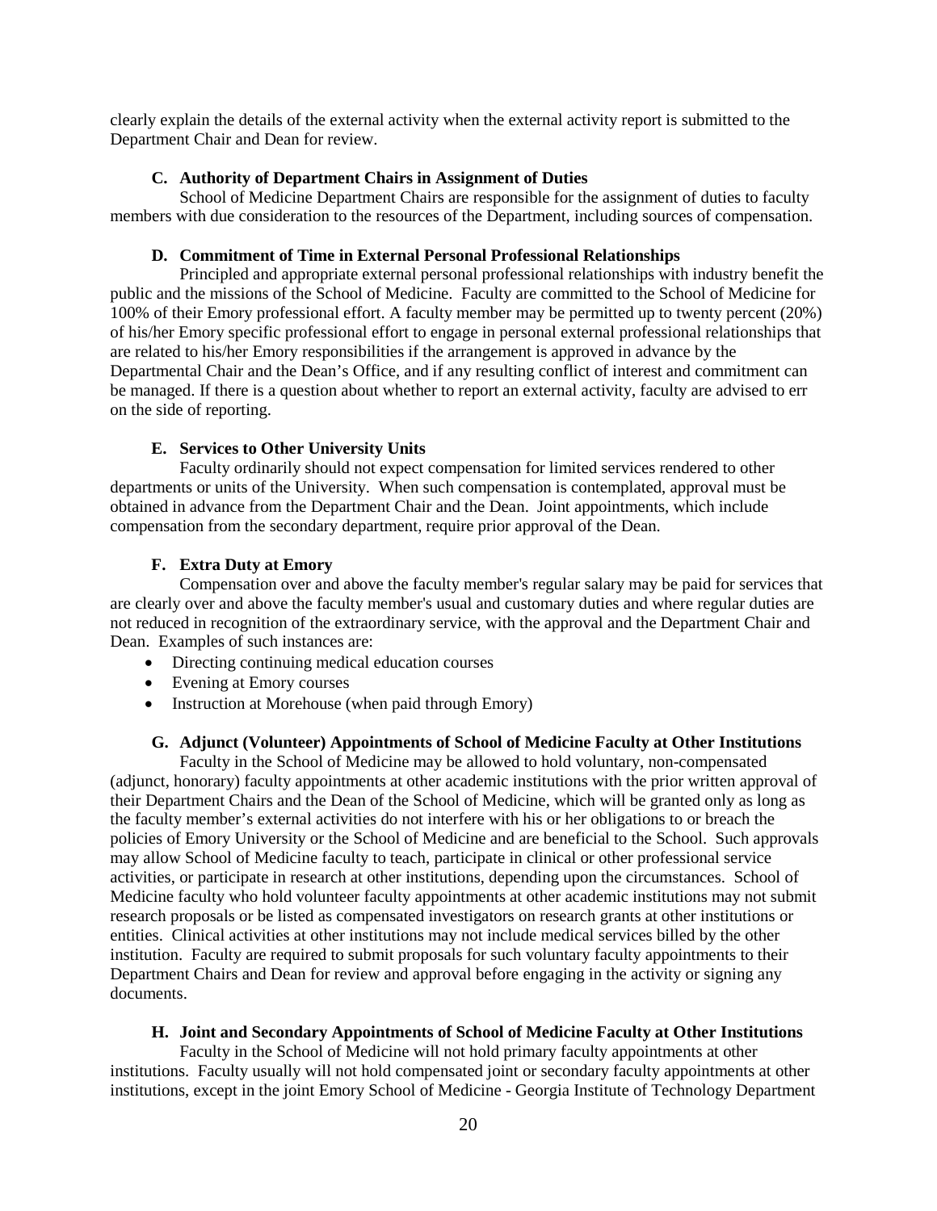clearly explain the details of the external activity when the external activity report is submitted to the Department Chair and Dean for review.

### C. Authority of Department Chairs in Assignment of Duties

School of Medicine Department Chairs are responsible for the assignment of duties to faculty members with due consideration to the resources of the Department, including sources of compensation.

### D. Commitment of Time in External Personal Professional Relationships

Principled and appropriate external personal professional relationships with industry benefit the public and the missions of the School of Medicine. Faculty are committed to the School of Medicine for 100% of their Emory professional effort. A faculty member may be permitted up to twenty percent (20%) of his/her Emory specific professional effort to engage in personal external professional relationships that are related to his/her Emory responsibilities if the arrangement is approved in advance by the Departmental Chair and the Dean's Office, and if any resulting conflict of interest and commitment can be managed. If there is a question about whether to report an external activity, faculty are advised to err on the side of reporting.

### E. Services to Other University Units

Faculty ordinarily should not expect compensation for limited services rendered to other departments or units of the University. When such compensation is contemplated, approval must be obtained in advance from the Department Chair and the Dean. Joint appointments, which include compensation from the secondary department, require prior approval of the Dean.

### F. Extra Duty at Emory

Compensation over and above the faculty member's regular salary may be paid for services that are clearly over and above the faculty member's usual and customary duties and where regular duties are not reduced in recognition of the extraordinary service, with the approval and the Department Chair and Dean. Examples of such instances are:

- Directing continuing medical education courses
- Evening at Emory courses
- Instruction at Morehouse (when paid through Emory)

### G. Adjunct (Volunteer) Appointments of School of Medicine Faculty at Other Institutions

Faculty in the School of Medicine may be allowed to hold voluntary, non-compensated (adjunct, honorary) faculty appointments at other academic institutions with the prior written approval of their Department Chairs and the Dean of the School of Medicine, which will be granted only as long as the faculty member's external activities do not interfere with his or her obligations to or breach the policies of Emory University or the School of Medicine and are beneficial to the School. Such approvals may allow School of Medicine faculty to teach, participate in clinical or other professional service activities, or participate in research at other institutions, depending upon the circumstances. School of Medicine faculty who hold volunteer faculty appointments at other academic institutions may not submit research proposals or be listed as compensated investigators on research grants at other institutions or entities. Clinical activities at other institutions may not include medical services billed by the other institution. Faculty are required to submit proposals for such voluntary faculty appointments to their Department Chairs and Dean for review and approval before engaging in the activity or signing any documents.

### H. Joint and Secondary Appointments of School of Medicine Faculty at Other Institutions

Faculty in the School of Medicine will not hold primary faculty appointments at other institutions. Faculty usually will not hold compensated joint or secondary faculty appointments at other institutions, except in the joint Emory School of Medicine - Georgia Institute of Technology Department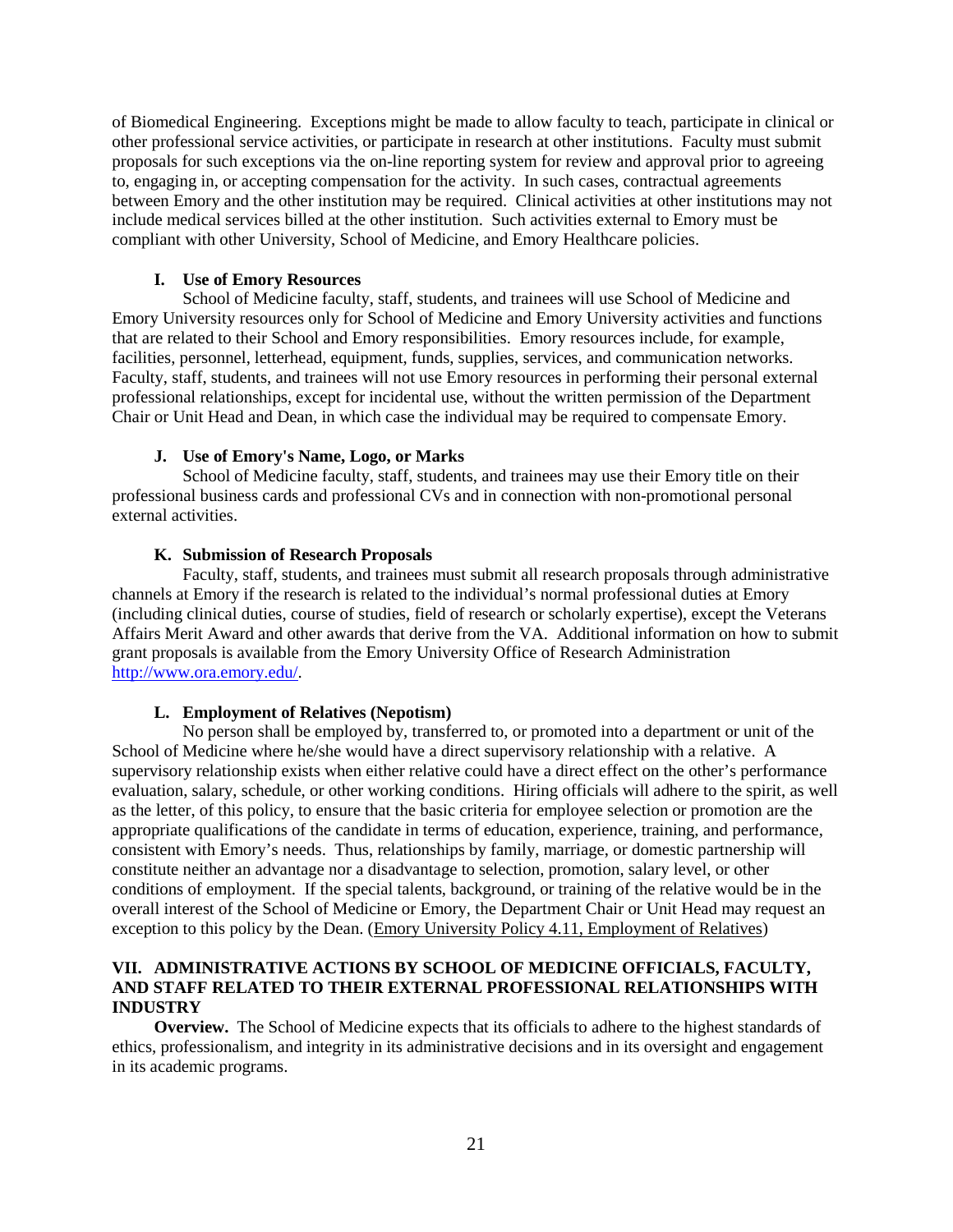of Biomedical Engineering. Exceptions might be made to allow faculty to teach, participate in clinical or other professional service activities, or participate in research at other institutions. Faculty must submit proposals for such exceptions via the on-line reporting system for review and approval prior to agreeing to, engaging in, or accepting compensation for the activity. In such cases, contractual agreements between Emory and the other institution may be required. Clinical activities at other institutions may not include medical services billed at the other institution. Such activities external to Emory must be compliant with other University, School of Medicine, and Emory Healthcare policies.

### I. Use of Emory Resources

School of Medicine faculty, staff, students, and trainees will use School of Medicine and Emory University resources only for School of Medicine and Emory University activities and functions that are related to their School and Emory responsibilities. Emory resources include, for example, facilities, personnel, letterhead, equipment, funds, supplies, services, and communication networks. Faculty, staff, students, and trainees will not use Emory resources in performing their personal external professional relationships, except for incidental use, without the written permission of the Department Chair or Unit Head and Dean, in which case the individual may be required to compensate Emory.

### J. Use of Emory's Name, Logo, or Marks

School of Medicine faculty, staff, students, and trainees may use their Emory title on their professional business cards and professional CVs and in connection with non-promotional personal external activities.

### K. Submission of Research Proposals

Faculty, staff, students, and trainees must submit all research proposals through administrative channels at Emory if the research is related to the individual's normal professional duties at Emory (including clinical duties, course of studies, field of research or scholarly expertise), except the Veterans Affairs Merit Award and other awards that derive from the VA. Additional information on how to submit grant proposals is available from the Emory University Office of Research Administration http://www.ora.emory.edu/.

### L. Employment of Relatives (Nepotism)

No person shall be employed by, transferred to, or promoted into a department or unit of the School of Medicine where he/she would have a direct supervisory relationship with a relative. A supervisory relationship exists when either relative could have a direct effect on the other's performance evaluation, salary, schedule, or other working conditions. Hiring officials will adhere to the spirit, as well as the letter, of this policy, to ensure that the basic criteria for employee selection or promotion are the appropriate qualifications of the candidate in terms of education, experience, training, and performance, consistent with Emory's needs. Thus, relationships by family, marriage, or domestic partnership will constitute neither an advantage nor a disadvantage to selection, promotion, salary level, or other conditions of employment. If the special talents, background, or training of the relative would be in the overall interest of the School of Medicine or Emory, the Department Chair or Unit Head may request an exception to this policy by the Dean. (Emory University Policy 4.11, Employment of Relatives)

## VII. ADMINISTRATIVE ACTIONS BY SCHOOL OF MEDICINE OFFICIALS, FACULTY, AND STAFF RELATED TO THEIR EXTERNAL PROFESSIONAL RELATIONSHIPS WITH INDUSTRY

**Overview.** The School of Medicine expects that its officials to adhere to the highest standards of ethics, professionalism, and integrity in its administrative decisions and in its oversight and engagement in its academic programs.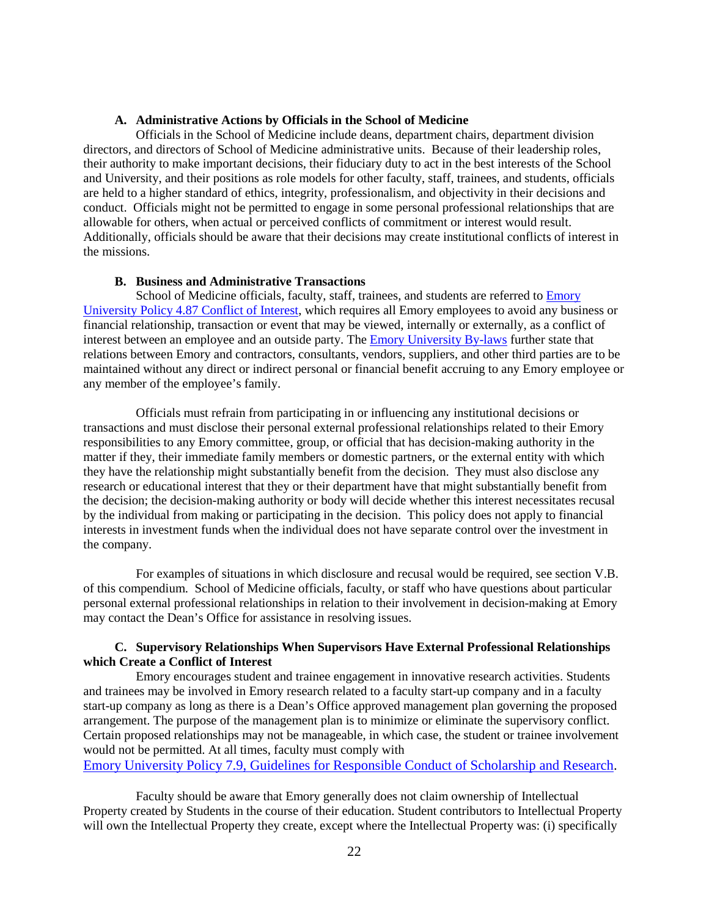### A. Administrative Actions by Officials in the School of Medicine

Officials in the School of Medicine include deans, department chairs, department division directors, and directors of School of Medicine administrative units. Because of their leadership roles, their authority to make important decisions, their fiduciary duty to act in the best interests of the School and University, and their positions as role models for other faculty, staff, trainees, and students, officials are held to a higher standard of ethics, integrity, professionalism, and objectivity in their decisions and conduct. Officials might not be permitted to engage in some personal professional relationships that are allowable for others, when actual or perceived conflicts of commitment or interest would result. Additionally, officials should be aware that their decisions may create institutional conflicts of interest in the missions.

### B. Business and Administrative Transactions

School of Medicine officials, faculty, staff, trainees, and students are referred to Emory University Policy 4.87 Conflict of Interest, which requires all Emory employees to avoid any business or financial relationship, transaction or event that may be viewed, internally or externally, as a conflict of interest between an employee and an outside party. The Emory University By-laws further state that relations between Emory and contractors, consultants, vendors, suppliers, and other third parties are to be maintained without any direct or indirect personal or financial benefit accruing to any Emory employee or any member of the employee's family.

Officials must refrain from participating in or influencing any institutional decisions or transactions and must disclose their personal external professional relationships related to their Emory responsibilities to any Emory committee, group, or official that has decision-making authority in the matter if they, their immediate family members or domestic partners, or the external entity with which they have the relationship might substantially benefit from the decision. They must also disclose any research or educational interest that they or their department have that might substantially benefit from the decision; the decision-making authority or body will decide whether this interest necessitates recusal by the individual from making or participating in the decision. This policy does not apply to financial interests in investment funds when the individual does not have separate control over the investment in the company.

For examples of situations in which disclosure and recusal would be required, see section V.B. of this compendium. School of Medicine officials, faculty, or staff who have questions about particular personal external professional relationships in relation to their involvement in decision-making at Emory may contact the Dean's Office for assistance in resolving issues.

### C. Supervisory Relationships When Supervisors Have External Professional Relationships which Create a Conflict of Interest

Emory encourages student and trainee engagement in innovative research activities. Students and trainees may be involved in Emory research related to a faculty start-up company and in a faculty start-up company as long as there is a Dean's Office approved management plan governing the proposed arrangement. The purpose of the management plan is to minimize or eliminate the supervisory conflict. Certain proposed relationships may not be manageable, in which case, the student or trainee involvement would not be permitted. At all times, faculty must comply with Emory University Policy 7.9, Guidelines for Responsible Conduct of Scholarship and Research.

Faculty should be aware that Emory generally does not claim ownership of Intellectual Property created by Students in the course of their education. Student contributors to Intellectual Property will own the Intellectual Property they create, except where the Intellectual Property was: (i) specifically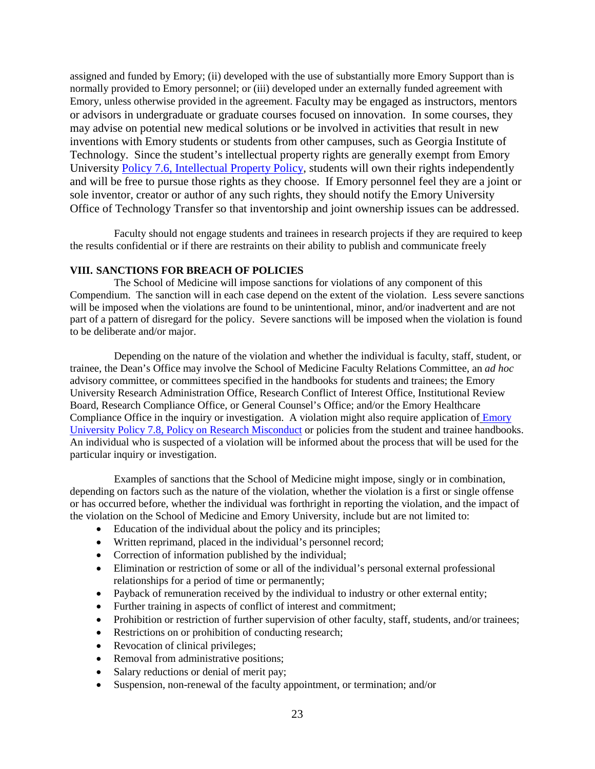assigned and funded by Emory; (ii) developed with the use of substantially more Emory Support than is normally provided to Emory personnel; or (iii) developed under an externally funded agreement with Emory, unless otherwise provided in the agreement. Faculty may be engaged as instructors, mentors or advisors in undergraduate or graduate courses focused on innovation. In some courses, they may advise on potential new medical solutions or be involved in activities that result in new inventions with Emory students or students from other campuses, such as Georgia Institute of Technology. Since the student's intellectual property rights are generally exempt from Emory University Policy 7.6, Intellectual Property Policy, students will own their rights independently and will be free to pursue those rights as they choose. If Emory personnel feel they are a joint or sole inventor, creator or author of any such rights, they should notify the Emory University Office of Technology Transfer so that inventorship and joint ownership issues can be addressed.

Faculty should not engage students and trainees in research projects if they are required to keep the results confidential or if there are restraints on their ability to publish and communicate freely

## VIII. SANCTIONS FOR BREACH OF POLICIES

The School of Medicine will impose sanctions for violations of any component of this Compendium. The sanction will in each case depend on the extent of the violation. Less severe sanctions will be imposed when the violations are found to be unintentional, minor, and/or inadvertent and are not part of a pattern of disregard for the policy. Severe sanctions will be imposed when the violation is found to be deliberate and/or major.

Depending on the nature of the violation and whether the individual is faculty, staff, student, or trainee, the Dean's Office may involve the School of Medicine Faculty Relations Committee, an *ad hoc* advisory committee, or committees specified in the handbooks for students and trainees; the Emory University Research Administration Office, Research Conflict of Interest Office, Institutional Review Board, Research Compliance Office, or General Counsel's Office; and/or the Emory Healthcare Compliance Office in the inquiry or investigation. A violation might also require application of Emory University Policy 7.8, Policy on Research Misconduct or policies from the student and trainee handbooks. An individual who is suspected of a violation will be informed about the process that will be used for the particular inquiry or investigation.

Examples of sanctions that the School of Medicine might impose, singly or in combination, depending on factors such as the nature of the violation, whether the violation is a first or single offense or has occurred before, whether the individual was forthright in reporting the violation, and the impact of the violation on the School of Medicine and Emory University, include but are not limited to:

- Education of the individual about the policy and its principles;
- Written reprimand, placed in the individual's personnel record;
- Correction of information published by the individual;
- Elimination or restriction of some or all of the individual's personal external professional relationships for a period of time or permanently;
- Payback of remuneration received by the individual to industry or other external entity;
- Further training in aspects of conflict of interest and commitment;
- Prohibition or restriction of further supervision of other faculty, staff, students, and/or trainees;
- Restrictions on or prohibition of conducting research;
- Revocation of clinical privileges;
- Removal from administrative positions;
- Salary reductions or denial of merit pay;
- Suspension, non-renewal of the faculty appointment, or termination; and/or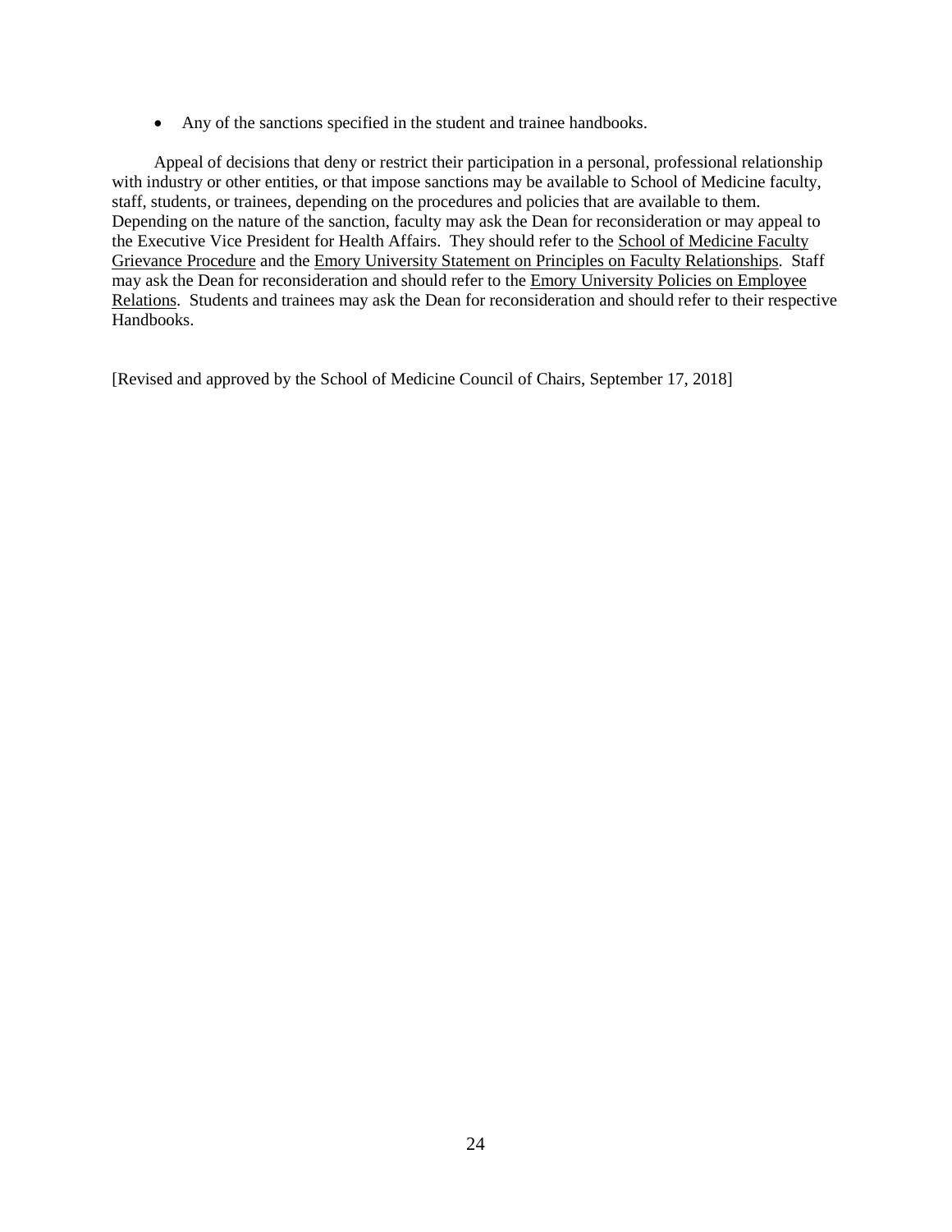- Any of the sanctions specified in the student and trainee handbooks.

Appeal of decisions that deny or restrict their participation in a personal, professional relationship with industry or other entities, or that impose sanctions may be available to School of Medicine faculty, staff, students, or trainees, depending on the procedures and policies that are available to them. Depending on the nature of the sanction, faculty may ask the Dean for reconsideration or may appeal to the Executive Vice President for Health Affairs. They should refer to the School of Medicine Faculty Grievance Procedure and the Emory University Statement on Principles on Faculty Relationships. Staff may ask the Dean for reconsideration and should refer to the Emory University Policies on Employee Relations. Students and trainees may ask the Dean for reconsideration and should refer to their respective Handbooks.

[Revised and approved by the School of Medicine Council of Chairs, September 17, 2018]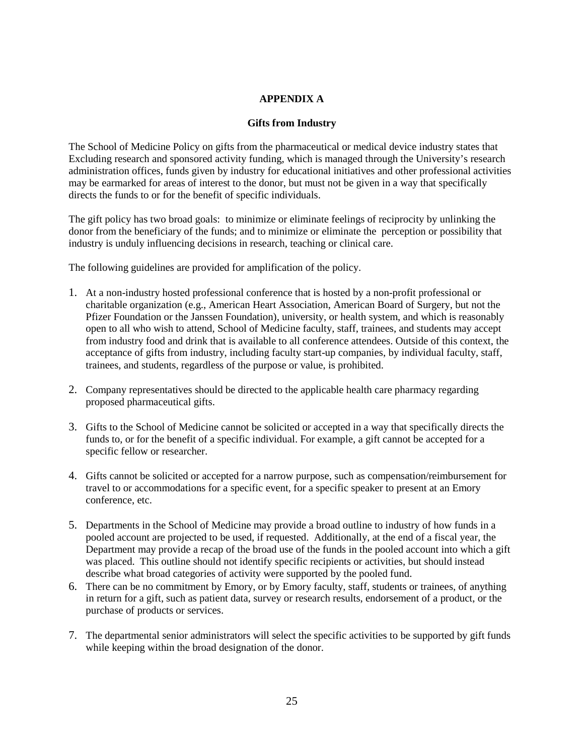## APPENDIX A

### Gifts from Industry

The School of Medicine Policy on gifts from the pharmaceutical or medical device industry states that Excluding research and sponsored activity funding, which is managed through the University's research administration offices, funds given by industry for educational initiatives and other professional activities may be earmarked for areas of interest to the donor, but must not be given in a way that specifically directs the funds to or for the benefit of specific individuals.

The gift policy has two broad goals: to minimize or eliminate feelings of reciprocity by unlinking the donor from the beneficiary of the funds; and to minimize or eliminate the perception or possibility that industry is unduly influencing decisions in research, teaching or clinical care.

The following guidelines are provided for amplification of the policy.

1. At a non-industry hosted professional conference that is hosted by a non-profit professional or charitable organization (e.g., American Heart Association, American Board of Surgery, but not the Pfizer Foundation or the Janssen Foundation), university, or health system, and which is reasonably open to all who wish to attend, School of Medicine faculty, staff, trainees, and students may accept from industry food and drink that is available to all conference attendees. Outside of this context, the acceptance of gifts from industry, including faculty start-up companies, by individual faculty, staff, trainees, and students, regardless of the purpose or value, is prohibited.

2. Company representatives should be directed to the applicable health care pharmacy regarding proposed pharmaceutical gifts.

3. Gifts to the School of Medicine cannot be solicited or accepted in a way that specifically directs the funds to, or for the benefit of a specific individual. For example, a gift cannot be accepted for a specific fellow or researcher.

4. Gifts cannot be solicited or accepted for a narrow purpose, such as compensation/reimbursement for travel to or accommodations for a specific event, for a specific speaker to present at an Emory conference, etc.

5. Departments in the School of Medicine may provide a broad outline to industry of how funds in a pooled account are projected to be used, if requested. Additionally, at the end of a fiscal year, the Department may provide a recap of the broad use of the funds in the pooled account into which a gift was placed. This outline should not identify specific recipients or activities, but should instead describe what broad categories of activity were supported by the pooled fund.

6. There can be no commitment by Emory, or by Emory faculty, staff, students or trainees, of anything in return for a gift, such as patient data, survey or research results, endorsement of a product, or the purchase of products or services.

7. The departmental senior administrators will select the specific activities to be supported by gift funds while keeping within the broad designation of the donor.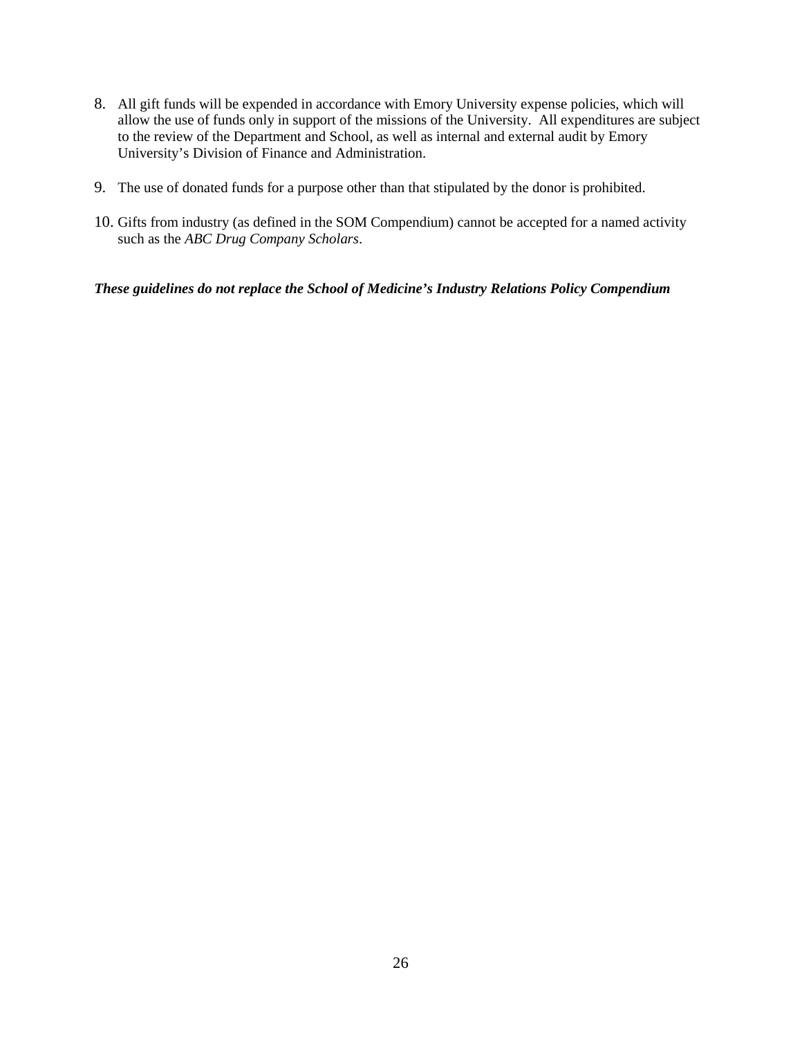8. All gift funds will be expended in accordance with Emory University expense policies, which will allow the use of funds only in support of the missions of the University. All expenditures are subject to the review of the Department and School, as well as internal and external audit by Emory University's Division of Finance and Administration.

9. The use of donated funds for a purpose other than that stipulated by the donor is prohibited.

10. Gifts from industry (as defined in the SOM Compendium) cannot be accepted for a named activity such as the *ABC Drug Company Scholars*.

***These guidelines do not replace the School of Medicine's Industry Relations Policy Compendium***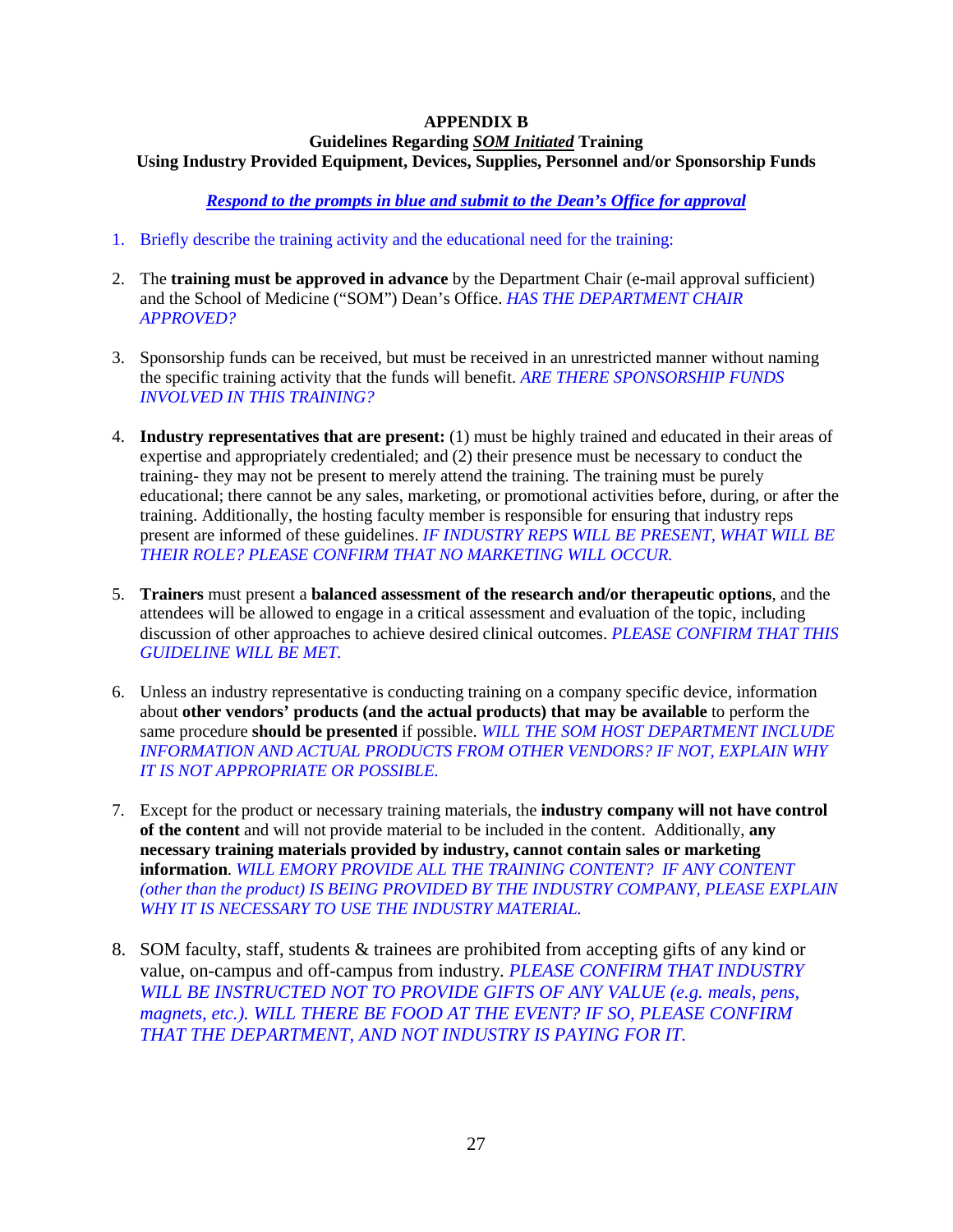# APPENDIX B

## Guidelines Regarding ***<u>SOM Initiated</u>*** Training
## Using Industry Provided Equipment, Devices, Supplies, Personnel and/or Sponsorship Funds

***<u>Respond to the prompts in blue and submit to the Dean's Office for approval</u>***

1. Briefly describe the training activity and the educational need for the training:

2. The **training must be approved in advance** by the Department Chair (e-mail approval sufficient) and the School of Medicine ("SOM") Dean's Office. *HAS THE DEPARTMENT CHAIR APPROVED?*

3. Sponsorship funds can be received, but must be received in an unrestricted manner without naming the specific training activity that the funds will benefit. *ARE THERE SPONSORSHIP FUNDS INVOLVED IN THIS TRAINING?*

4. **Industry representatives that are present:** (1) must be highly trained and educated in their areas of expertise and appropriately credentialed; and (2) their presence must be necessary to conduct the training- they may not be present to merely attend the training. The training must be purely educational; there cannot be any sales, marketing, or promotional activities before, during, or after the training. Additionally, the hosting faculty member is responsible for ensuring that industry reps present are informed of these guidelines. *IF INDUSTRY REPS WILL BE PRESENT, WHAT WILL BE THEIR ROLE? PLEASE CONFIRM THAT NO MARKETING WILL OCCUR.*

5. **Trainers** must present a **balanced assessment of the research and/or therapeutic options**, and the attendees will be allowed to engage in a critical assessment and evaluation of the topic, including discussion of other approaches to achieve desired clinical outcomes. *PLEASE CONFIRM THAT THIS GUIDELINE WILL BE MET.*

6. Unless an industry representative is conducting training on a company specific device, information about **other vendors' products (and the actual products) that may be available** to perform the same procedure **should be presented** if possible. *WILL THE SOM HOST DEPARTMENT INCLUDE INFORMATION AND ACTUAL PRODUCTS FROM OTHER VENDORS? IF NOT, EXPLAIN WHY IT IS NOT APPROPRIATE OR POSSIBLE.*

7. Except for the product or necessary training materials, the **industry company will not have control of the content** and will not provide material to be included in the content. Additionally, **any necessary training materials provided by industry, cannot contain sales or marketing information**. *WILL EMORY PROVIDE ALL THE TRAINING CONTENT? IF ANY CONTENT (other than the product) IS BEING PROVIDED BY THE INDUSTRY COMPANY, PLEASE EXPLAIN WHY IT IS NECESSARY TO USE THE INDUSTRY MATERIAL.*

8. SOM faculty, staff, students & trainees are prohibited from accepting gifts of any kind or value, on-campus and off-campus from industry. *PLEASE CONFIRM THAT INDUSTRY WILL BE INSTRUCTED NOT TO PROVIDE GIFTS OF ANY VALUE (e.g. meals, pens, magnets, etc.). WILL THERE BE FOOD AT THE EVENT? IF SO, PLEASE CONFIRM THAT THE DEPARTMENT, AND NOT INDUSTRY IS PAYING FOR IT.*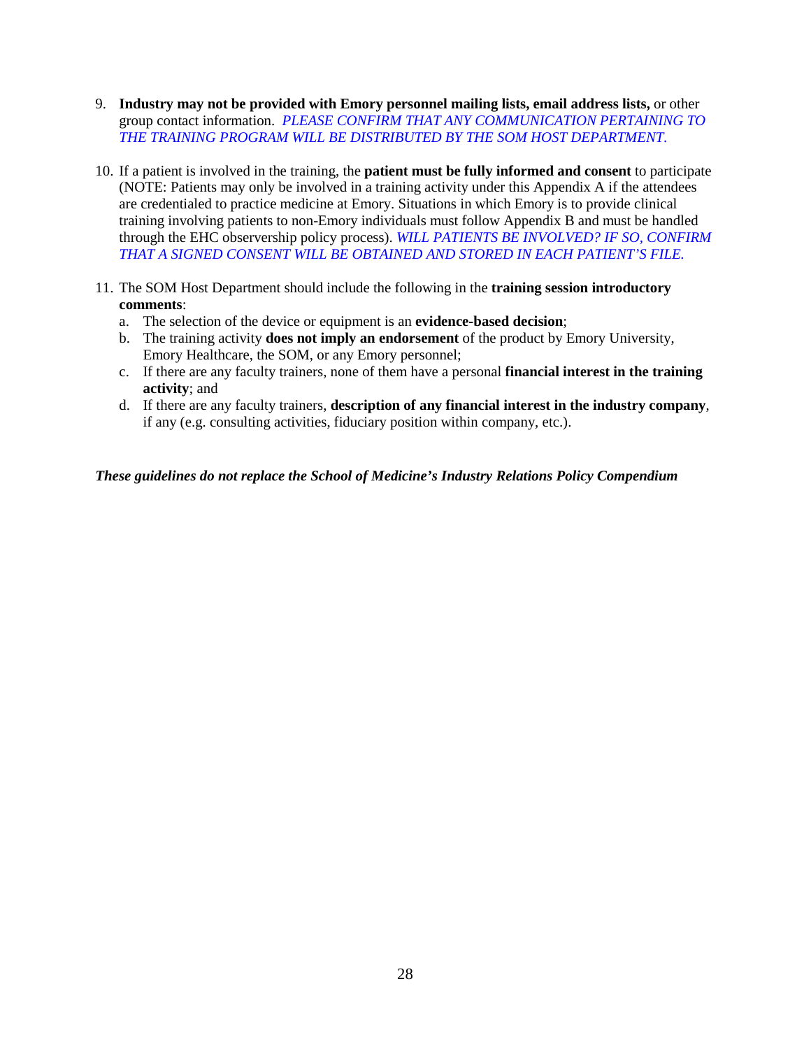9. **Industry may not be provided with Emory personnel mailing lists, email address lists,** or other group contact information. *PLEASE CONFIRM THAT ANY COMMUNICATION PERTAINING TO THE TRAINING PROGRAM WILL BE DISTRIBUTED BY THE SOM HOST DEPARTMENT.*

10. If a patient is involved in the training, the **patient must be fully informed and consent** to participate (NOTE: Patients may only be involved in a training activity under this Appendix A if the attendees are credentialed to practice medicine at Emory. Situations in which Emory is to provide clinical training involving patients to non-Emory individuals must follow Appendix B and must be handled through the EHC observership policy process). *WILL PATIENTS BE INVOLVED? IF SO, CONFIRM THAT A SIGNED CONSENT WILL BE OBTAINED AND STORED IN EACH PATIENT'S FILE.*

11. The SOM Host Department should include the following in the **training session introductory comments**:
    a. The selection of the device or equipment is an **evidence-based decision**;
    b. The training activity **does not imply an endorsement** of the product by Emory University, Emory Healthcare, the SOM, or any Emory personnel;
    c. If there are any faculty trainers, none of them have a personal **financial interest in the training activity**; and
    d. If there are any faculty trainers, **description of any financial interest in the industry company**, if any (e.g. consulting activities, fiduciary position within company, etc.).

***These guidelines do not replace the School of Medicine's Industry Relations Policy Compendium***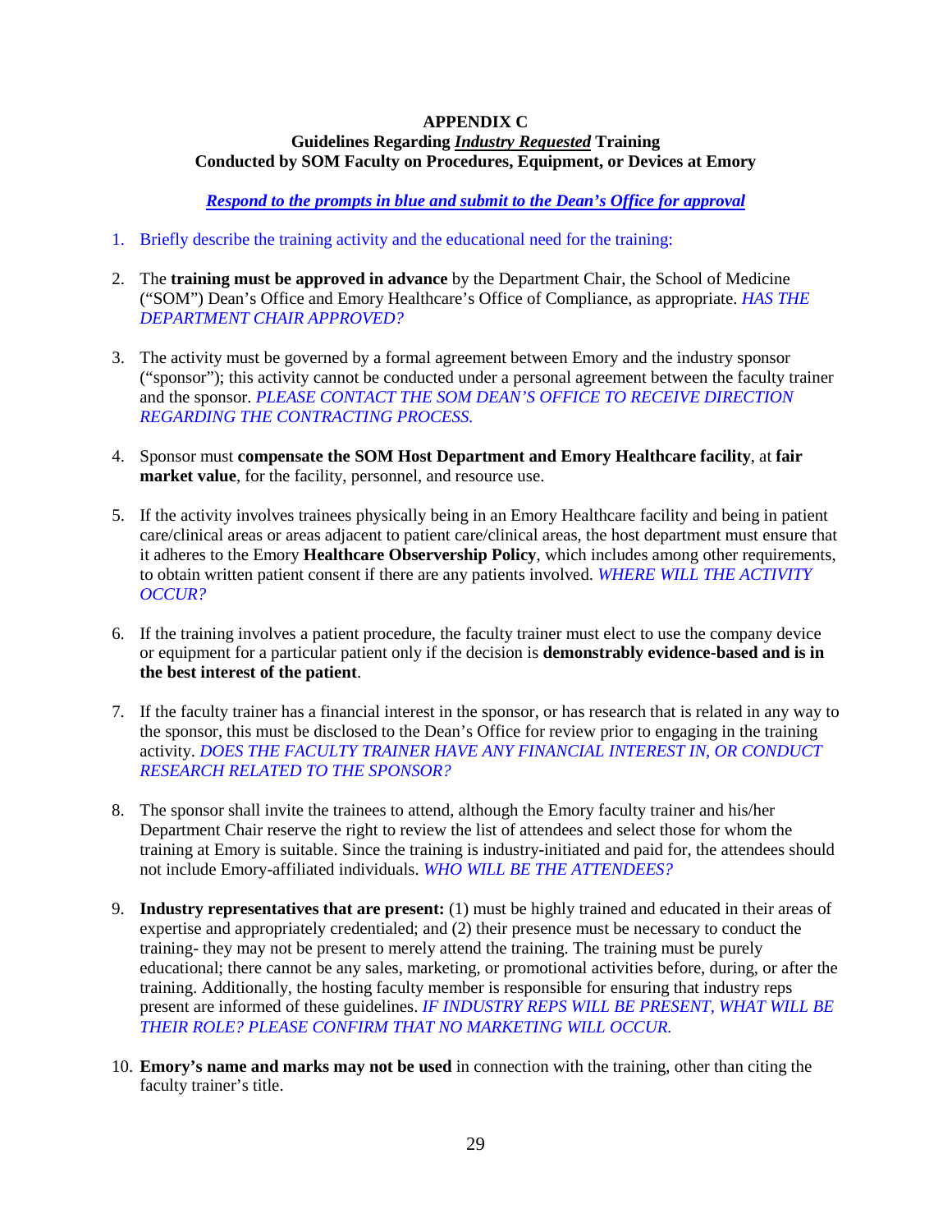**APPENDIX C**
**Guidelines Regarding *Industry Requested* Training**
**Conducted by SOM Faculty on Procedures, Equipment, or Devices at Emory**

***Respond to the prompts in blue and submit to the Dean's Office for approval***

1. Briefly describe the training activity and the educational need for the training:

2. The **training must be approved in advance** by the Department Chair, the School of Medicine ("SOM") Dean's Office and Emory Healthcare's Office of Compliance, as appropriate. *HAS THE DEPARTMENT CHAIR APPROVED?*

3. The activity must be governed by a formal agreement between Emory and the industry sponsor ("sponsor"); this activity cannot be conducted under a personal agreement between the faculty trainer and the sponsor. *PLEASE CONTACT THE SOM DEAN'S OFFICE TO RECEIVE DIRECTION REGARDING THE CONTRACTING PROCESS.*

4. Sponsor must **compensate the SOM Host Department and Emory Healthcare facility**, at **fair market value**, for the facility, personnel, and resource use.

5. If the activity involves trainees physically being in an Emory Healthcare facility and being in patient care/clinical areas or areas adjacent to patient care/clinical areas, the host department must ensure that it adheres to the Emory **Healthcare Observership Policy**, which includes among other requirements, to obtain written patient consent if there are any patients involved. *WHERE WILL THE ACTIVITY OCCUR?*

6. If the training involves a patient procedure, the faculty trainer must elect to use the company device or equipment for a particular patient only if the decision is **demonstrably evidence-based and is in the best interest of the patient**.

7. If the faculty trainer has a financial interest in the sponsor, or has research that is related in any way to the sponsor, this must be disclosed to the Dean's Office for review prior to engaging in the training activity. *DOES THE FACULTY TRAINER HAVE ANY FINANCIAL INTEREST IN, OR CONDUCT RESEARCH RELATED TO THE SPONSOR?*

8. The sponsor shall invite the trainees to attend, although the Emory faculty trainer and his/her Department Chair reserve the right to review the list of attendees and select those for whom the training at Emory is suitable. Since the training is industry-initiated and paid for, the attendees should not include Emory-affiliated individuals. *WHO WILL BE THE ATTENDEES?*

9. **Industry representatives that are present:** (1) must be highly trained and educated in their areas of expertise and appropriately credentialed; and (2) their presence must be necessary to conduct the training- they may not be present to merely attend the training. The training must be purely educational; there cannot be any sales, marketing, or promotional activities before, during, or after the training. Additionally, the hosting faculty member is responsible for ensuring that industry reps present are informed of these guidelines. *IF INDUSTRY REPS WILL BE PRESENT, WHAT WILL BE THEIR ROLE? PLEASE CONFIRM THAT NO MARKETING WILL OCCUR.*

10. **Emory's name and marks may not be used** in connection with the training, other than citing the faculty trainer's title.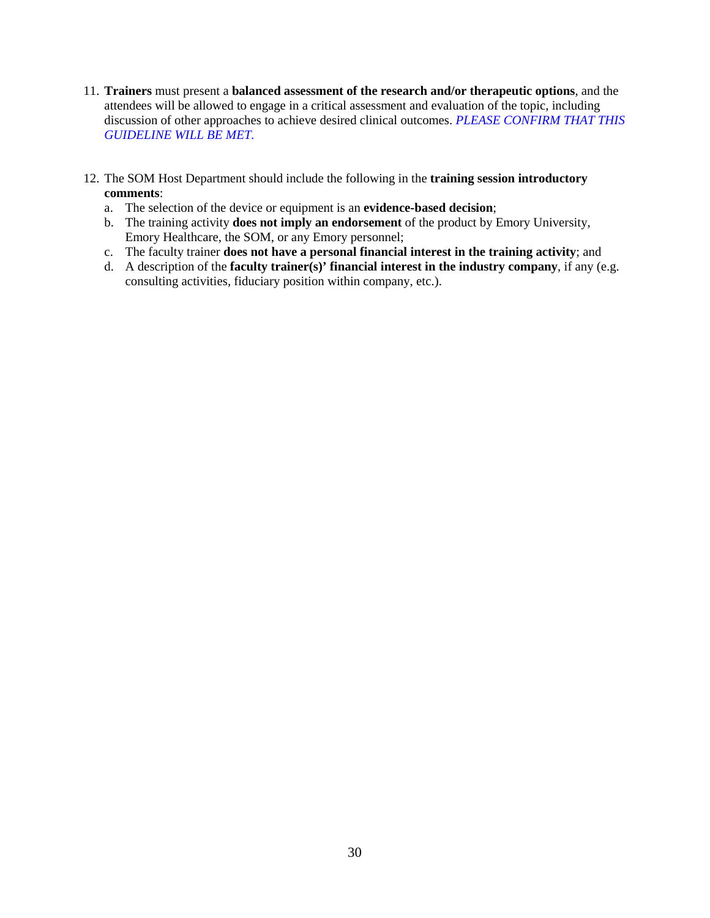11. **Trainers** must present a **balanced assessment of the research and/or therapeutic options**, and the attendees will be allowed to engage in a critical assessment and evaluation of the topic, including discussion of other approaches to achieve desired clinical outcomes. *PLEASE CONFIRM THAT THIS GUIDELINE WILL BE MET.*

12. The SOM Host Department should include the following in the **training session introductory comments**:
    a. The selection of the device or equipment is an **evidence-based decision**;
    b. The training activity **does not imply an endorsement** of the product by Emory University, Emory Healthcare, the SOM, or any Emory personnel;
    c. The faculty trainer **does not have a personal financial interest in the training activity**; and
    d. A description of the **faculty trainer(s)' financial interest in the industry company**, if any (e.g. consulting activities, fiduciary position within company, etc.).